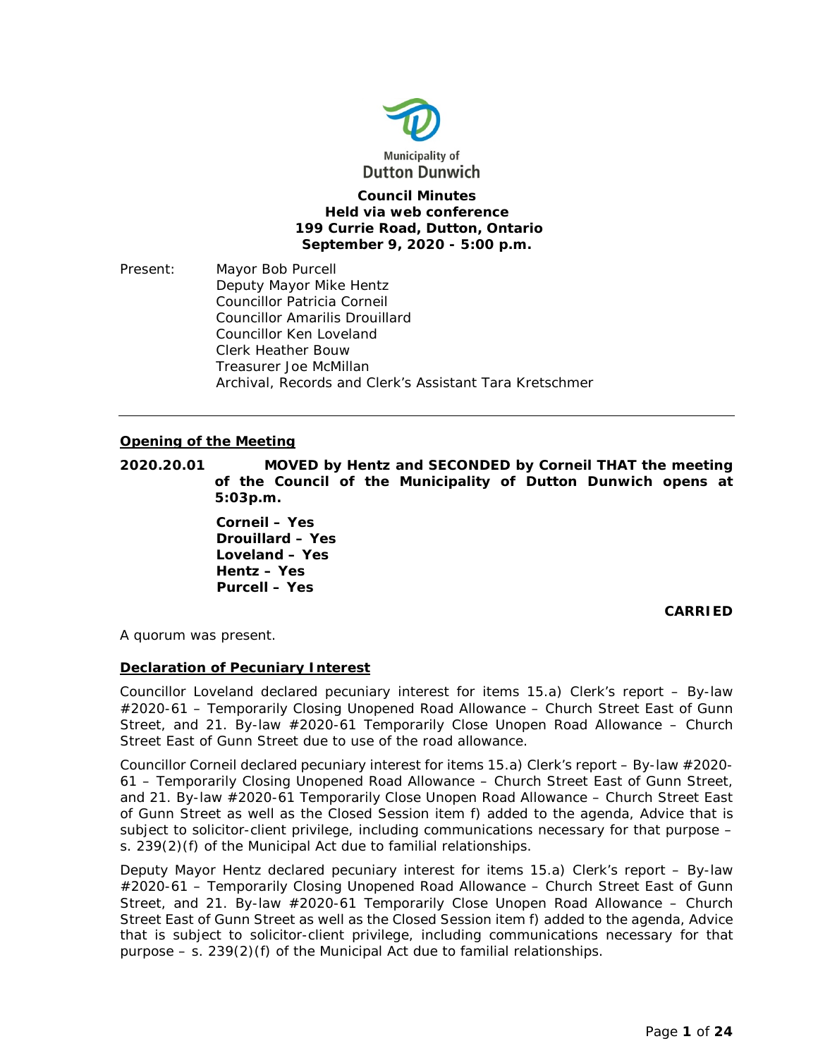Municipality of
Dutton Dunwich

**Council Minutes**
**Held via web conference**
**199 Currie Road, Dutton, Ontario**
**September 9, 2020 - 5:00 p.m.**

Present:
Mayor Bob Purcell
Deputy Mayor Mike Hentz
Councillor Patricia Corneil
Councillor Amarilis Drouillard
Councillor Ken Loveland
Clerk Heather Bouw
Treasurer Joe McMillan
Archival, Records and Clerk's Assistant Tara Kretschmer

---

## Opening of the Meeting

**2020.20.01 MOVED by Hentz and SECONDED by Corneil THAT the meeting of the Council of the Municipality of Dutton Dunwich opens at 5:03p.m.**

**Corneil – Yes**
**Drouillard – Yes**
**Loveland – Yes**
**Hentz – Yes**
**Purcell – Yes**

**CARRIED**

A quorum was present.

## Declaration of Pecuniary Interest

Councillor Loveland declared pecuniary interest for items 15.a) Clerk's report – By-law #2020-61 – Temporarily Closing Unopened Road Allowance – Church Street East of Gunn Street, and 21. By-law #2020-61 Temporarily Close Unopen Road Allowance – Church Street East of Gunn Street due to use of the road allowance.

Councillor Corneil declared pecuniary interest for items 15.a) Clerk's report – By-law #2020-61 – Temporarily Closing Unopened Road Allowance – Church Street East of Gunn Street, and 21. By-law #2020-61 Temporarily Close Unopen Road Allowance – Church Street East of Gunn Street as well as the Closed Session item f) added to the agenda, Advice that is subject to solicitor-client privilege, including communications necessary for that purpose – s. 239(2)(f) of the Municipal Act due to familial relationships.

Deputy Mayor Hentz declared pecuniary interest for items 15.a) Clerk's report – By-law #2020-61 – Temporarily Closing Unopened Road Allowance – Church Street East of Gunn Street, and 21. By-law #2020-61 Temporarily Close Unopen Road Allowance – Church Street East of Gunn Street as well as the Closed Session item f) added to the agenda, Advice that is subject to solicitor-client privilege, including communications necessary for that purpose – s. 239(2)(f) of the Municipal Act due to familial relationships.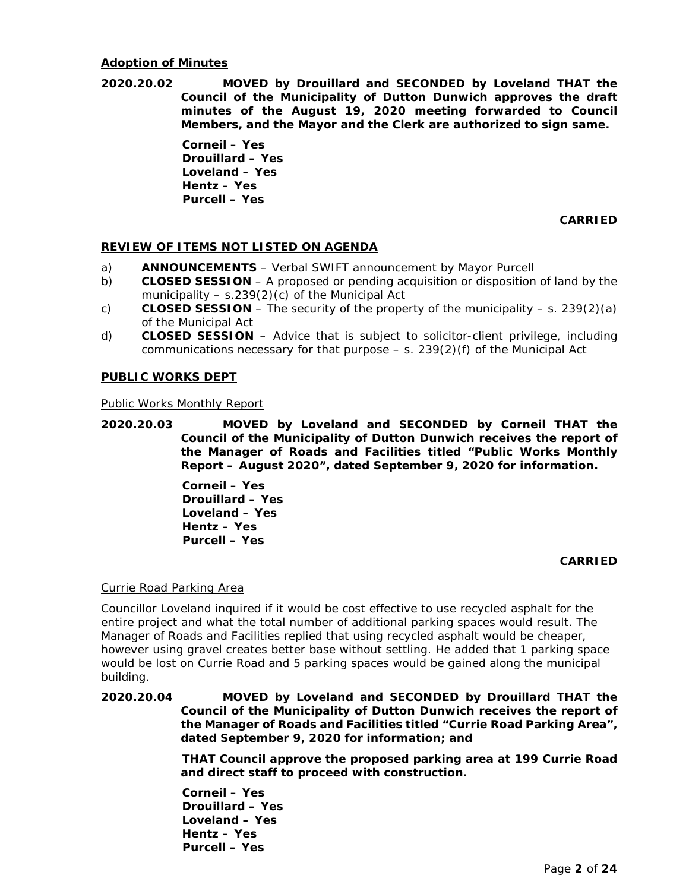**Adoption of Minutes**

**2020.20.02 MOVED by Drouillard and SECONDED by Loveland THAT the Council of the Municipality of Dutton Dunwich approves the draft minutes of the August 19, 2020 meeting forwarded to Council Members, and the Mayor and the Clerk are authorized to sign same.**

**Corneil – Yes**
**Drouillard – Yes**
**Loveland – Yes**
**Hentz – Yes**
**Purcell – Yes**

**CARRIED**

## REVIEW OF ITEMS NOT LISTED ON AGENDA

a) **ANNOUNCEMENTS** – Verbal SWIFT announcement by Mayor Purcell
b) **CLOSED SESSION** – A proposed or pending acquisition or disposition of land by the municipality – s.239(2)(c) of the Municipal Act
c) **CLOSED SESSION** – The security of the property of the municipality – s. 239(2)(a) of the Municipal Act
d) **CLOSED SESSION** – Advice that is subject to solicitor-client privilege, including communications necessary for that purpose – s. 239(2)(f) of the Municipal Act

## PUBLIC WORKS DEPT

Public Works Monthly Report

**2020.20.03 MOVED by Loveland and SECONDED by Corneil THAT the Council of the Municipality of Dutton Dunwich receives the report of the Manager of Roads and Facilities titled "Public Works Monthly Report – August 2020", dated September 9, 2020 for information.**

**Corneil – Yes**
**Drouillard – Yes**
**Loveland – Yes**
**Hentz – Yes**
**Purcell – Yes**

**CARRIED**

Currie Road Parking Area

Councillor Loveland inquired if it would be cost effective to use recycled asphalt for the entire project and what the total number of additional parking spaces would result. The Manager of Roads and Facilities replied that using recycled asphalt would be cheaper, however using gravel creates better base without settling. He added that 1 parking space would be lost on Currie Road and 5 parking spaces would be gained along the municipal building.

**2020.20.04 MOVED by Loveland and SECONDED by Drouillard THAT the Council of the Municipality of Dutton Dunwich receives the report of the Manager of Roads and Facilities titled "Currie Road Parking Area", dated September 9, 2020 for information; and**

**THAT Council approve the proposed parking area at 199 Currie Road and direct staff to proceed with construction.**

**Corneil – Yes**
**Drouillard – Yes**
**Loveland – Yes**
**Hentz – Yes**
**Purcell – Yes**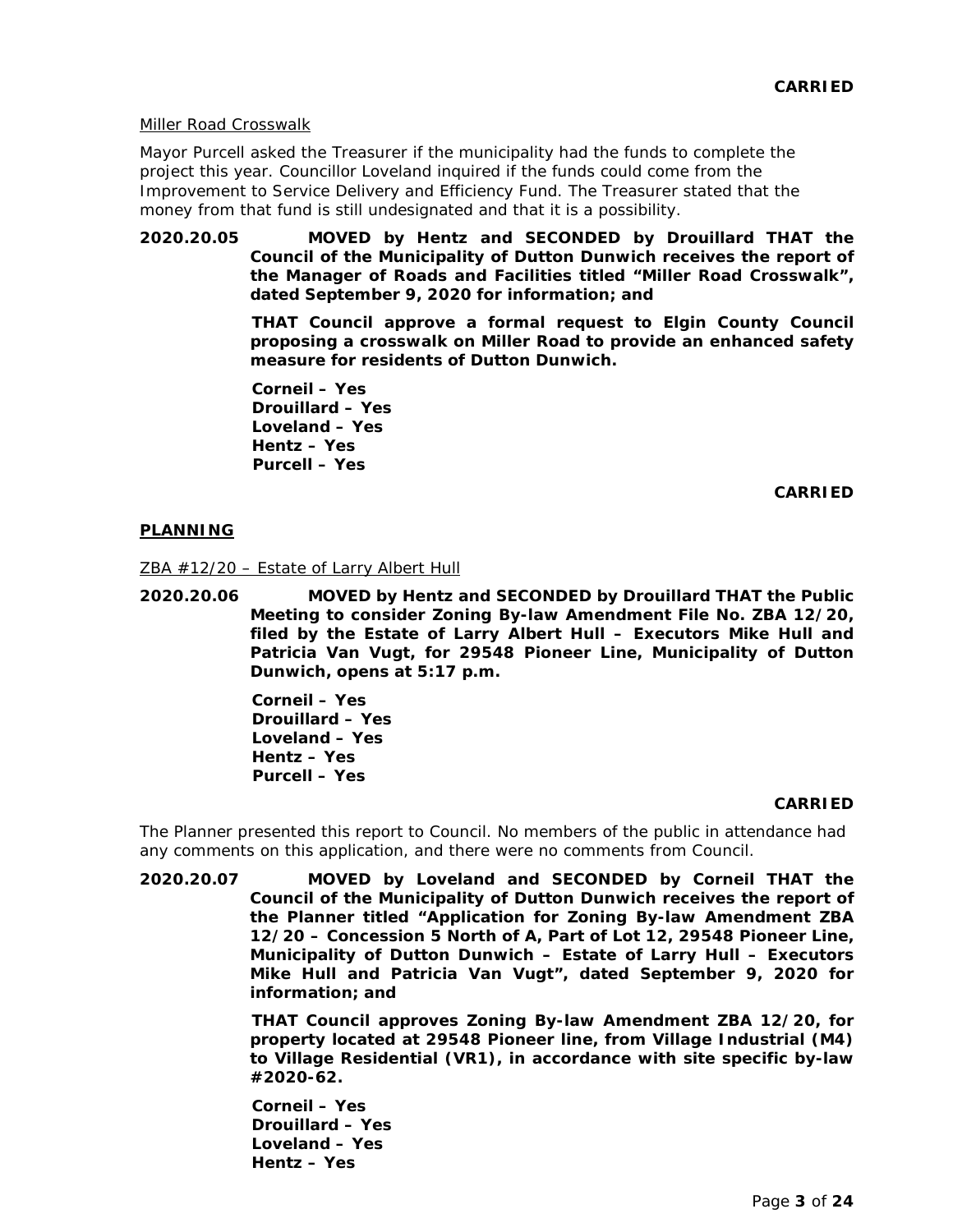**CARRIED**

Miller Road Crosswalk

Mayor Purcell asked the Treasurer if the municipality had the funds to complete the project this year. Councillor Loveland inquired if the funds could come from the Improvement to Service Delivery and Efficiency Fund. The Treasurer stated that the money from that fund is still undesignated and that it is a possibility.

**2020.20.05 MOVED by Hentz and SECONDED by Drouillard THAT the Council of the Municipality of Dutton Dunwich receives the report of the Manager of Roads and Facilities titled "Miller Road Crosswalk", dated September 9, 2020 for information; and**

**THAT Council approve a formal request to Elgin County Council proposing a crosswalk on Miller Road to provide an enhanced safety measure for residents of Dutton Dunwich.**

**Corneil – Yes**
**Drouillard – Yes**
**Loveland – Yes**
**Hentz – Yes**
**Purcell – Yes**

**CARRIED**

## PLANNING

ZBA #12/20 – Estate of Larry Albert Hull

**2020.20.06 MOVED by Hentz and SECONDED by Drouillard THAT the Public Meeting to consider Zoning By-law Amendment File No. ZBA 12/20, filed by the Estate of Larry Albert Hull – Executors Mike Hull and Patricia Van Vugt, for 29548 Pioneer Line, Municipality of Dutton Dunwich, opens at 5:17 p.m.**

**Corneil – Yes**
**Drouillard – Yes**
**Loveland – Yes**
**Hentz – Yes**
**Purcell – Yes**

**CARRIED**

The Planner presented this report to Council. No members of the public in attendance had any comments on this application, and there were no comments from Council.

**2020.20.07 MOVED by Loveland and SECONDED by Corneil THAT the Council of the Municipality of Dutton Dunwich receives the report of the Planner titled "Application for Zoning By-law Amendment ZBA 12/20 – Concession 5 North of A, Part of Lot 12, 29548 Pioneer Line, Municipality of Dutton Dunwich – Estate of Larry Hull – Executors Mike Hull and Patricia Van Vugt", dated September 9, 2020 for information; and**

**THAT Council approves Zoning By-law Amendment ZBA 12/20, for property located at 29548 Pioneer line, from Village Industrial (M4) to Village Residential (VR1), in accordance with site specific by-law #2020-62.**

**Corneil – Yes**
**Drouillard – Yes**
**Loveland – Yes**
**Hentz – Yes**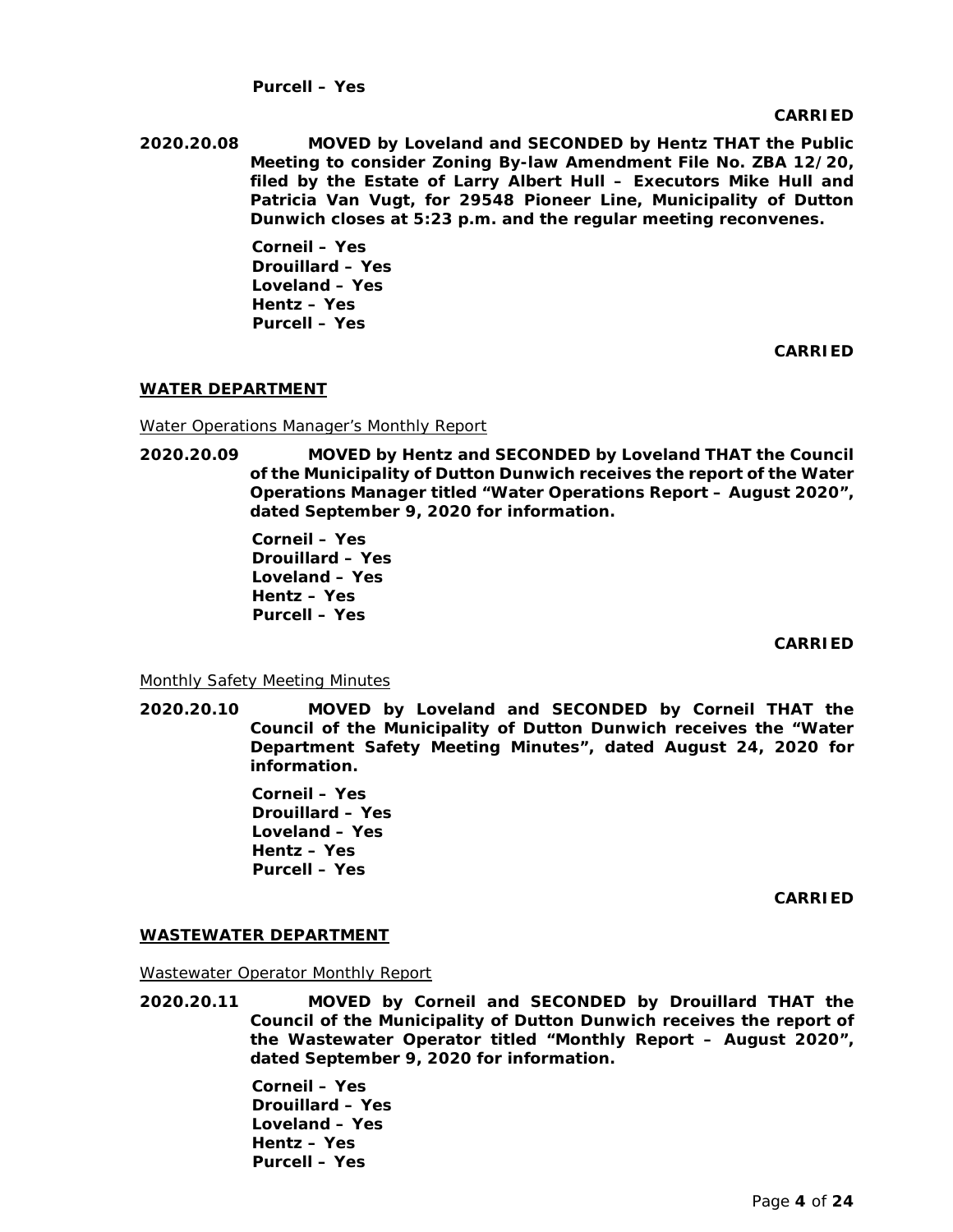**Purcell – Yes**

**CARRIED**

**2020.20.08** **MOVED by Loveland and SECONDED by Hentz THAT the Public Meeting to consider Zoning By-law Amendment File No. ZBA 12/20, filed by the Estate of Larry Albert Hull – Executors Mike Hull and Patricia Van Vugt, for 29548 Pioneer Line, Municipality of Dutton Dunwich closes at 5:23 p.m. and the regular meeting reconvenes.**

**Corneil – Yes**
**Drouillard – Yes**
**Loveland – Yes**
**Hentz – Yes**
**Purcell – Yes**

**CARRIED**

## WATER DEPARTMENT

Water Operations Manager's Monthly Report

**2020.20.09** **MOVED by Hentz and SECONDED by Loveland THAT the Council of the Municipality of Dutton Dunwich receives the report of the Water Operations Manager titled "Water Operations Report – August 2020", dated September 9, 2020 for information.**

**Corneil – Yes**
**Drouillard – Yes**
**Loveland – Yes**
**Hentz – Yes**
**Purcell – Yes**

**CARRIED**

Monthly Safety Meeting Minutes

**2020.20.10** **MOVED by Loveland and SECONDED by Corneil THAT the Council of the Municipality of Dutton Dunwich receives the "Water Department Safety Meeting Minutes", dated August 24, 2020 for information.**

**Corneil – Yes**
**Drouillard – Yes**
**Loveland – Yes**
**Hentz – Yes**
**Purcell – Yes**

**CARRIED**

## WASTEWATER DEPARTMENT

Wastewater Operator Monthly Report

**2020.20.11** **MOVED by Corneil and SECONDED by Drouillard THAT the Council of the Municipality of Dutton Dunwich receives the report of the Wastewater Operator titled "Monthly Report – August 2020", dated September 9, 2020 for information.**

**Corneil – Yes**
**Drouillard – Yes**
**Loveland – Yes**
**Hentz – Yes**
**Purcell – Yes**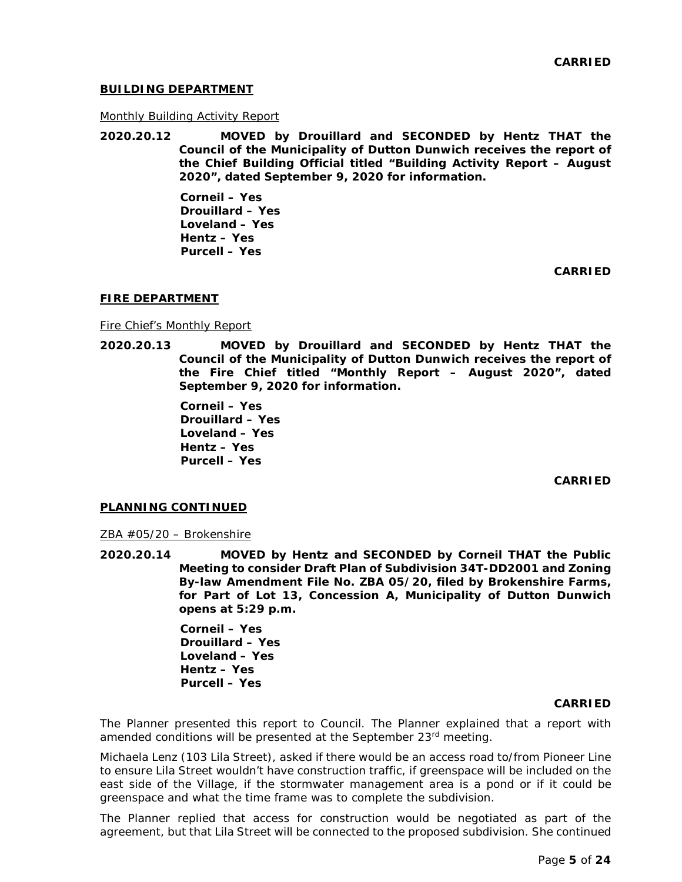**CARRIED**

## BUILDING DEPARTMENT

Monthly Building Activity Report

**2020.20.12 MOVED by Drouillard and SECONDED by Hentz THAT the Council of the Municipality of Dutton Dunwich receives the report of the Chief Building Official titled "Building Activity Report – August 2020", dated September 9, 2020 for information.**

**Corneil – Yes**
**Drouillard – Yes**
**Loveland – Yes**
**Hentz – Yes**
**Purcell – Yes**

**CARRIED**

## FIRE DEPARTMENT

Fire Chief's Monthly Report

**2020.20.13 MOVED by Drouillard and SECONDED by Hentz THAT the Council of the Municipality of Dutton Dunwich receives the report of the Fire Chief titled "Monthly Report – August 2020", dated September 9, 2020 for information.**

**Corneil – Yes**
**Drouillard – Yes**
**Loveland – Yes**
**Hentz – Yes**
**Purcell – Yes**

**CARRIED**

## PLANNING CONTINUED

ZBA #05/20 – Brokenshire

**2020.20.14 MOVED by Hentz and SECONDED by Corneil THAT the Public Meeting to consider Draft Plan of Subdivision 34T-DD2001 and Zoning By-law Amendment File No. ZBA 05/20, filed by Brokenshire Farms, for Part of Lot 13, Concession A, Municipality of Dutton Dunwich opens at 5:29 p.m.**

**Corneil – Yes**
**Drouillard – Yes**
**Loveland – Yes**
**Hentz – Yes**
**Purcell – Yes**

**CARRIED**

The Planner presented this report to Council. The Planner explained that a report with amended conditions will be presented at the September 23rd meeting.

Michaela Lenz (103 Lila Street), asked if there would be an access road to/from Pioneer Line to ensure Lila Street wouldn't have construction traffic, if greenspace will be included on the east side of the Village, if the stormwater management area is a pond or if it could be greenspace and what the time frame was to complete the subdivision.

The Planner replied that access for construction would be negotiated as part of the agreement, but that Lila Street will be connected to the proposed subdivision. She continued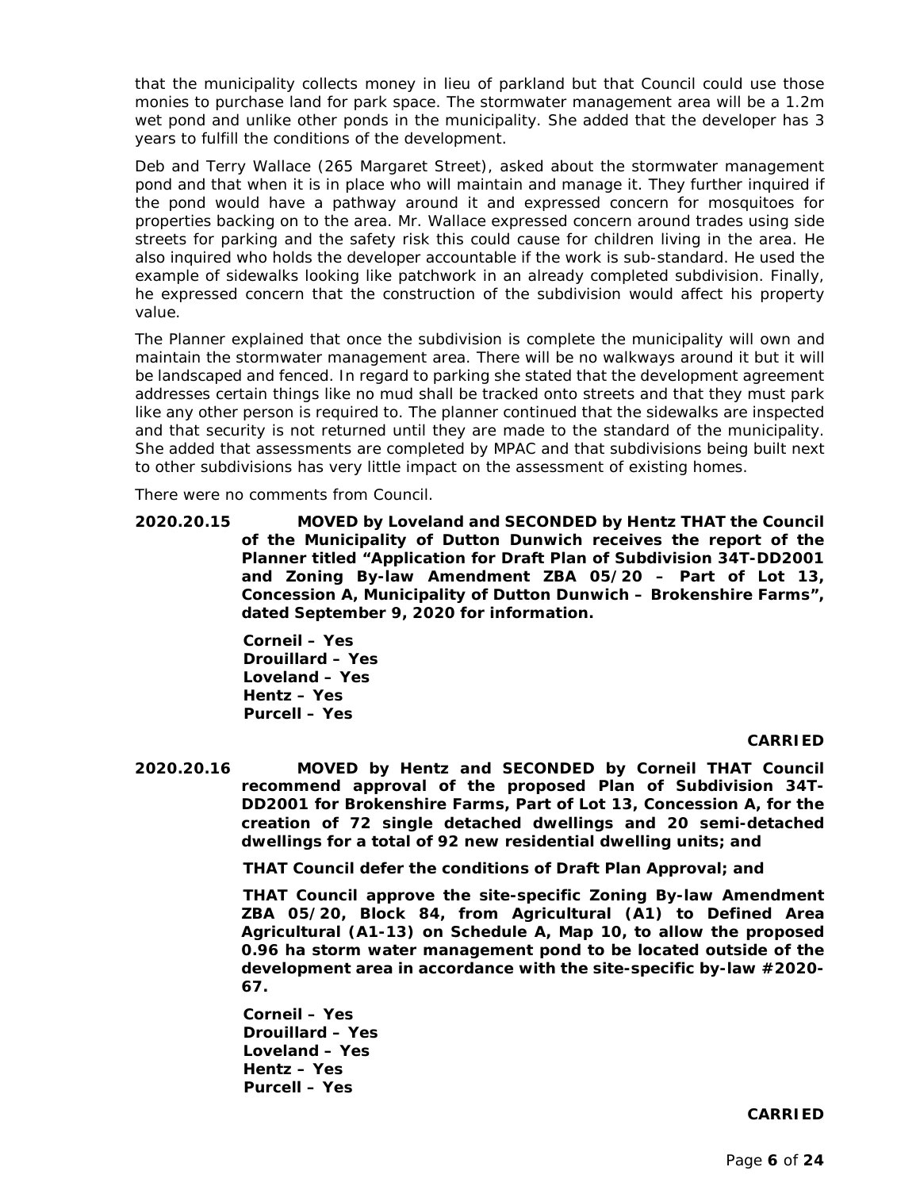that the municipality collects money in lieu of parkland but that Council could use those monies to purchase land for park space. The stormwater management area will be a 1.2m wet pond and unlike other ponds in the municipality. She added that the developer has 3 years to fulfill the conditions of the development.

Deb and Terry Wallace (265 Margaret Street), asked about the stormwater management pond and that when it is in place who will maintain and manage it. They further inquired if the pond would have a pathway around it and expressed concern for mosquitoes for properties backing on to the area. Mr. Wallace expressed concern around trades using side streets for parking and the safety risk this could cause for children living in the area. He also inquired who holds the developer accountable if the work is sub-standard. He used the example of sidewalks looking like patchwork in an already completed subdivision. Finally, he expressed concern that the construction of the subdivision would affect his property value.

The Planner explained that once the subdivision is complete the municipality will own and maintain the stormwater management area. There will be no walkways around it but it will be landscaped and fenced. In regard to parking she stated that the development agreement addresses certain things like no mud shall be tracked onto streets and that they must park like any other person is required to. The planner continued that the sidewalks are inspected and that security is not returned until they are made to the standard of the municipality. She added that assessments are completed by MPAC and that subdivisions being built next to other subdivisions has very little impact on the assessment of existing homes.

There were no comments from Council.

**2020.20.15** **MOVED by Loveland and SECONDED by Hentz THAT the Council of the Municipality of Dutton Dunwich receives the report of the Planner titled "Application for Draft Plan of Subdivision 34T-DD2001 and Zoning By-law Amendment ZBA 05/20 – Part of Lot 13, Concession A, Municipality of Dutton Dunwich – Brokenshire Farms", dated September 9, 2020 for information.**

**Corneil – Yes**
**Drouillard – Yes**
**Loveland – Yes**
**Hentz – Yes**
**Purcell – Yes**

**CARRIED**

**2020.20.16** **MOVED by Hentz and SECONDED by Corneil THAT Council recommend approval of the proposed Plan of Subdivision 34T-DD2001 for Brokenshire Farms, Part of Lot 13, Concession A, for the creation of 72 single detached dwellings and 20 semi-detached dwellings for a total of 92 new residential dwelling units; and**

**THAT Council defer the conditions of Draft Plan Approval; and**

**THAT Council approve the site-specific Zoning By-law Amendment ZBA 05/20, Block 84, from Agricultural (A1) to Defined Area Agricultural (A1-13) on Schedule A, Map 10, to allow the proposed 0.96 ha storm water management pond to be located outside of the development area in accordance with the site-specific by-law #2020-67.**

**Corneil – Yes**
**Drouillard – Yes**
**Loveland – Yes**
**Hentz – Yes**
**Purcell – Yes**

**CARRIED**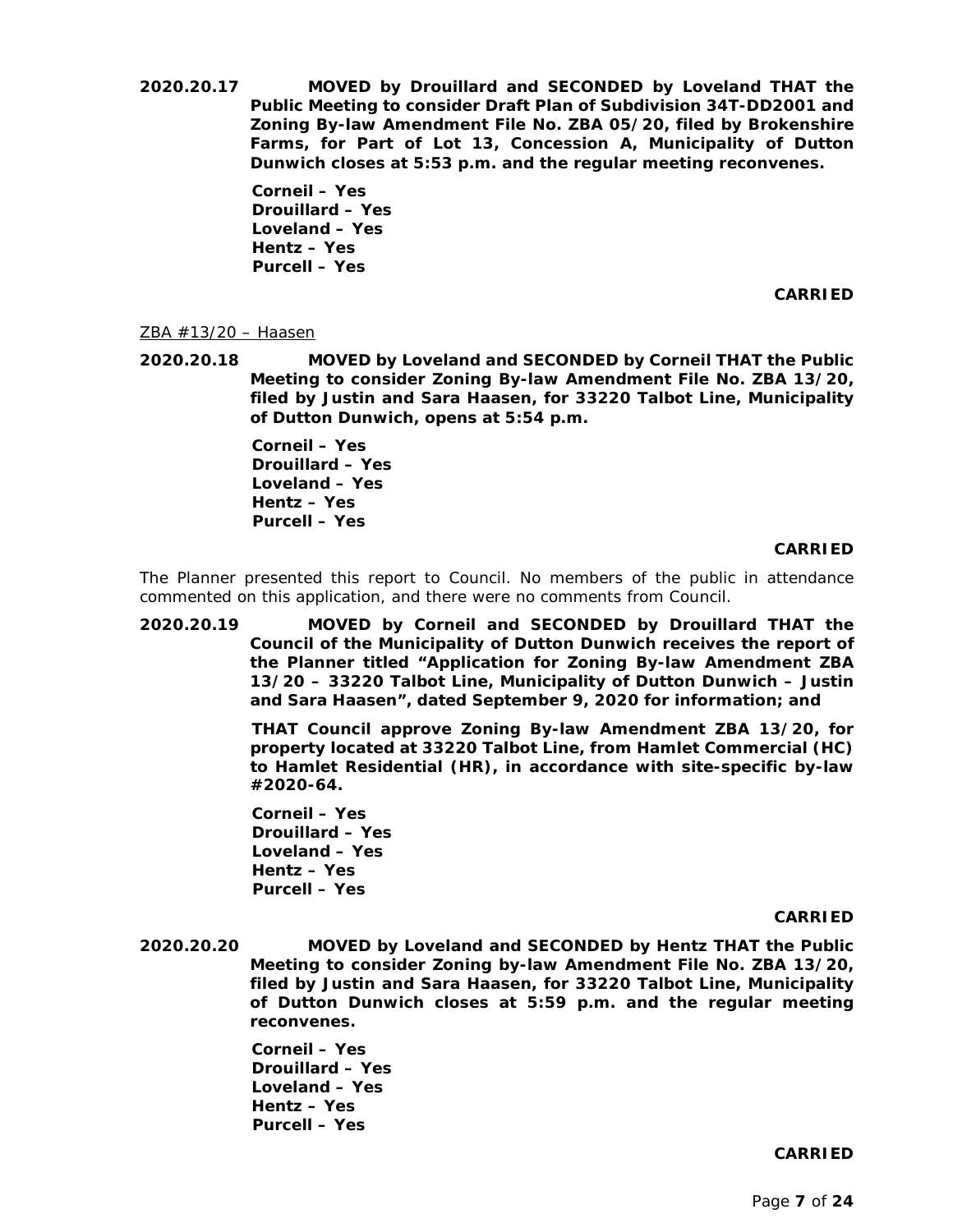**2020.20.17 MOVED by Drouillard and SECONDED by Loveland THAT the Public Meeting to consider Draft Plan of Subdivision 34T-DD2001 and Zoning By-law Amendment File No. ZBA 05/20, filed by Brokenshire Farms, for Part of Lot 13, Concession A, Municipality of Dutton Dunwich closes at 5:53 p.m. and the regular meeting reconvenes.**

**Corneil – Yes**
**Drouillard – Yes**
**Loveland – Yes**
**Hentz – Yes**
**Purcell – Yes**

**CARRIED**

ZBA #13/20 – Haasen

**2020.20.18 MOVED by Loveland and SECONDED by Corneil THAT the Public Meeting to consider Zoning By-law Amendment File No. ZBA 13/20, filed by Justin and Sara Haasen, for 33220 Talbot Line, Municipality of Dutton Dunwich, opens at 5:54 p.m.**

**Corneil – Yes**
**Drouillard – Yes**
**Loveland – Yes**
**Hentz – Yes**
**Purcell – Yes**

**CARRIED**

The Planner presented this report to Council. No members of the public in attendance commented on this application, and there were no comments from Council.

**2020.20.19 MOVED by Corneil and SECONDED by Drouillard THAT the Council of the Municipality of Dutton Dunwich receives the report of the Planner titled "Application for Zoning By-law Amendment ZBA 13/20 – 33220 Talbot Line, Municipality of Dutton Dunwich – Justin and Sara Haasen", dated September 9, 2020 for information; and**

**THAT Council approve Zoning By-law Amendment ZBA 13/20, for property located at 33220 Talbot Line, from Hamlet Commercial (HC) to Hamlet Residential (HR), in accordance with site-specific by-law #2020-64.**

**Corneil – Yes**
**Drouillard – Yes**
**Loveland – Yes**
**Hentz – Yes**
**Purcell – Yes**

**CARRIED**

**2020.20.20 MOVED by Loveland and SECONDED by Hentz THAT the Public Meeting to consider Zoning by-law Amendment File No. ZBA 13/20, filed by Justin and Sara Haasen, for 33220 Talbot Line, Municipality of Dutton Dunwich closes at 5:59 p.m. and the regular meeting reconvenes.**

**Corneil – Yes**
**Drouillard – Yes**
**Loveland – Yes**
**Hentz – Yes**
**Purcell – Yes**

**CARRIED**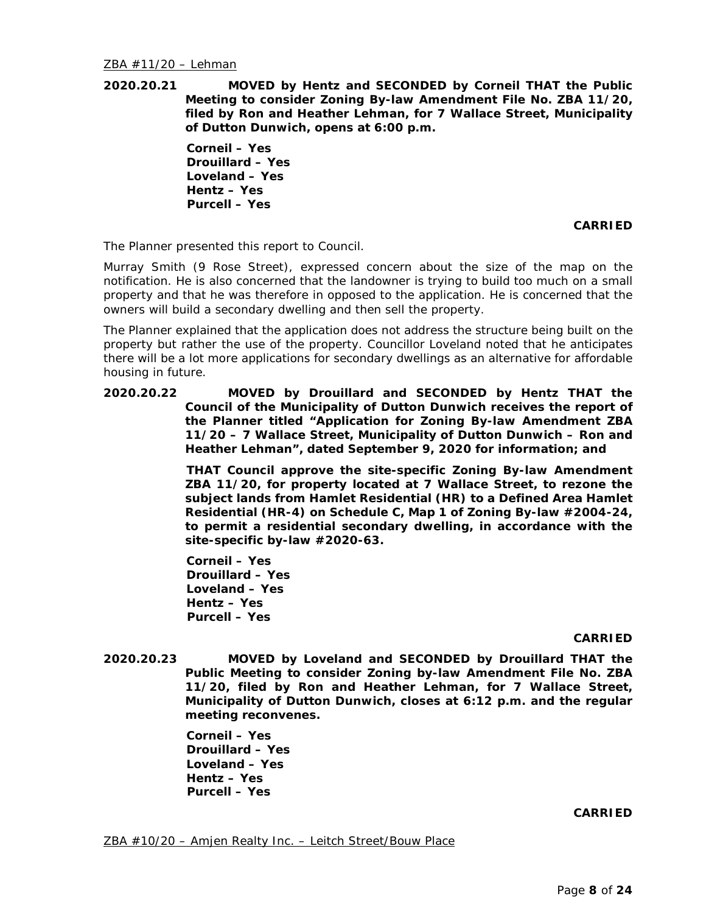ZBA #11/20 – Lehman

**2020.20.21 MOVED by Hentz and SECONDED by Corneil THAT the Public Meeting to consider Zoning By-law Amendment File No. ZBA 11/20, filed by Ron and Heather Lehman, for 7 Wallace Street, Municipality of Dutton Dunwich, opens at 6:00 p.m.**

**Corneil – Yes**
**Drouillard – Yes**
**Loveland – Yes**
**Hentz – Yes**
**Purcell – Yes**

**CARRIED**

The Planner presented this report to Council.

Murray Smith (9 Rose Street), expressed concern about the size of the map on the notification. He is also concerned that the landowner is trying to build too much on a small property and that he was therefore in opposed to the application. He is concerned that the owners will build a secondary dwelling and then sell the property.

The Planner explained that the application does not address the structure being built on the property but rather the use of the property. Councillor Loveland noted that he anticipates there will be a lot more applications for secondary dwellings as an alternative for affordable housing in future.

**2020.20.22 MOVED by Drouillard and SECONDED by Hentz THAT the Council of the Municipality of Dutton Dunwich receives the report of the Planner titled "Application for Zoning By-law Amendment ZBA 11/20 – 7 Wallace Street, Municipality of Dutton Dunwich – Ron and Heather Lehman", dated September 9, 2020 for information; and**

**THAT Council approve the site-specific Zoning By-law Amendment ZBA 11/20, for property located at 7 Wallace Street, to rezone the subject lands from Hamlet Residential (HR) to a Defined Area Hamlet Residential (HR-4) on Schedule C, Map 1 of Zoning By-law #2004-24, to permit a residential secondary dwelling, in accordance with the site-specific by-law #2020-63.**

**Corneil – Yes**
**Drouillard – Yes**
**Loveland – Yes**
**Hentz – Yes**
**Purcell – Yes**

**CARRIED**

**2020.20.23 MOVED by Loveland and SECONDED by Drouillard THAT the Public Meeting to consider Zoning by-law Amendment File No. ZBA 11/20, filed by Ron and Heather Lehman, for 7 Wallace Street, Municipality of Dutton Dunwich, closes at 6:12 p.m. and the regular meeting reconvenes.**

**Corneil – Yes**
**Drouillard – Yes**
**Loveland – Yes**
**Hentz – Yes**
**Purcell – Yes**

**CARRIED**

ZBA #10/20 – Amjen Realty Inc. – Leitch Street/Bouw Place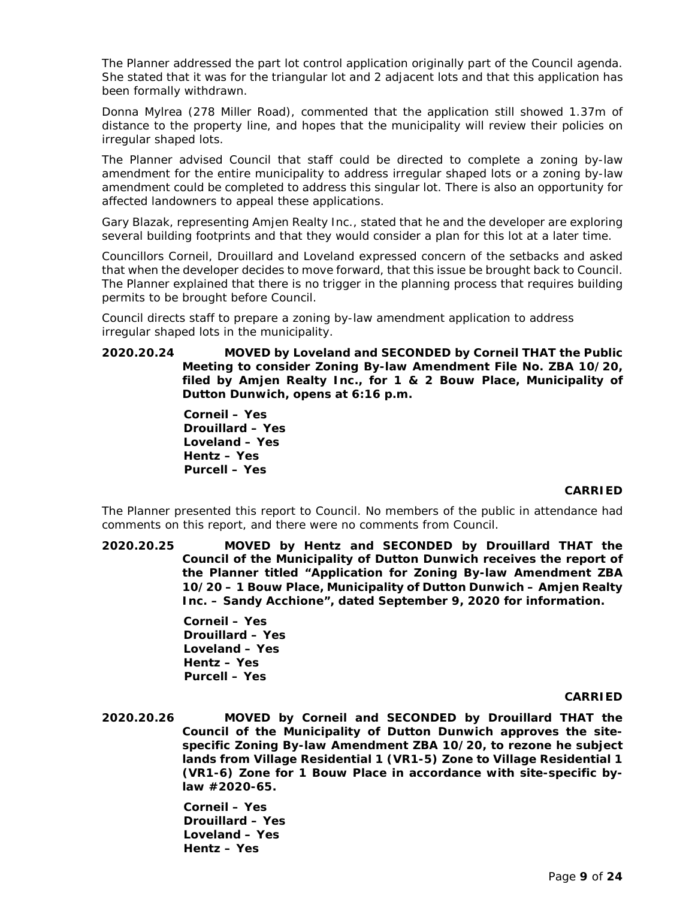The Planner addressed the part lot control application originally part of the Council agenda. She stated that it was for the triangular lot and 2 adjacent lots and that this application has been formally withdrawn.

Donna Mylrea (278 Miller Road), commented that the application still showed 1.37m of distance to the property line, and hopes that the municipality will review their policies on irregular shaped lots.

The Planner advised Council that staff could be directed to complete a zoning by-law amendment for the entire municipality to address irregular shaped lots or a zoning by-law amendment could be completed to address this singular lot. There is also an opportunity for affected landowners to appeal these applications.

Gary Blazak, representing Amjen Realty Inc., stated that he and the developer are exploring several building footprints and that they would consider a plan for this lot at a later time.

Councillors Corneil, Drouillard and Loveland expressed concern of the setbacks and asked that when the developer decides to move forward, that this issue be brought back to Council. The Planner explained that there is no trigger in the planning process that requires building permits to be brought before Council.

Council directs staff to prepare a zoning by-law amendment application to address irregular shaped lots in the municipality.

**2020.20.24 MOVED by Loveland and SECONDED by Corneil THAT the Public Meeting to consider Zoning By-law Amendment File No. ZBA 10/20, filed by Amjen Realty Inc., for 1 & 2 Bouw Place, Municipality of Dutton Dunwich, opens at 6:16 p.m.**

**Corneil – Yes**
**Drouillard – Yes**
**Loveland – Yes**
**Hentz – Yes**
**Purcell – Yes**

**CARRIED**

The Planner presented this report to Council. No members of the public in attendance had comments on this report, and there were no comments from Council.

**2020.20.25 MOVED by Hentz and SECONDED by Drouillard THAT the Council of the Municipality of Dutton Dunwich receives the report of the Planner titled "Application for Zoning By-law Amendment ZBA 10/20 – 1 Bouw Place, Municipality of Dutton Dunwich – Amjen Realty Inc. – Sandy Acchione", dated September 9, 2020 for information.**

**Corneil – Yes**
**Drouillard – Yes**
**Loveland – Yes**
**Hentz – Yes**
**Purcell – Yes**

**CARRIED**

**2020.20.26 MOVED by Corneil and SECONDED by Drouillard THAT the Council of the Municipality of Dutton Dunwich approves the site-specific Zoning By-law Amendment ZBA 10/20, to rezone he subject lands from Village Residential 1 (VR1-5) Zone to Village Residential 1 (VR1-6) Zone for 1 Bouw Place in accordance with site-specific by-law #2020-65.**

**Corneil – Yes**
**Drouillard – Yes**
**Loveland – Yes**
**Hentz – Yes**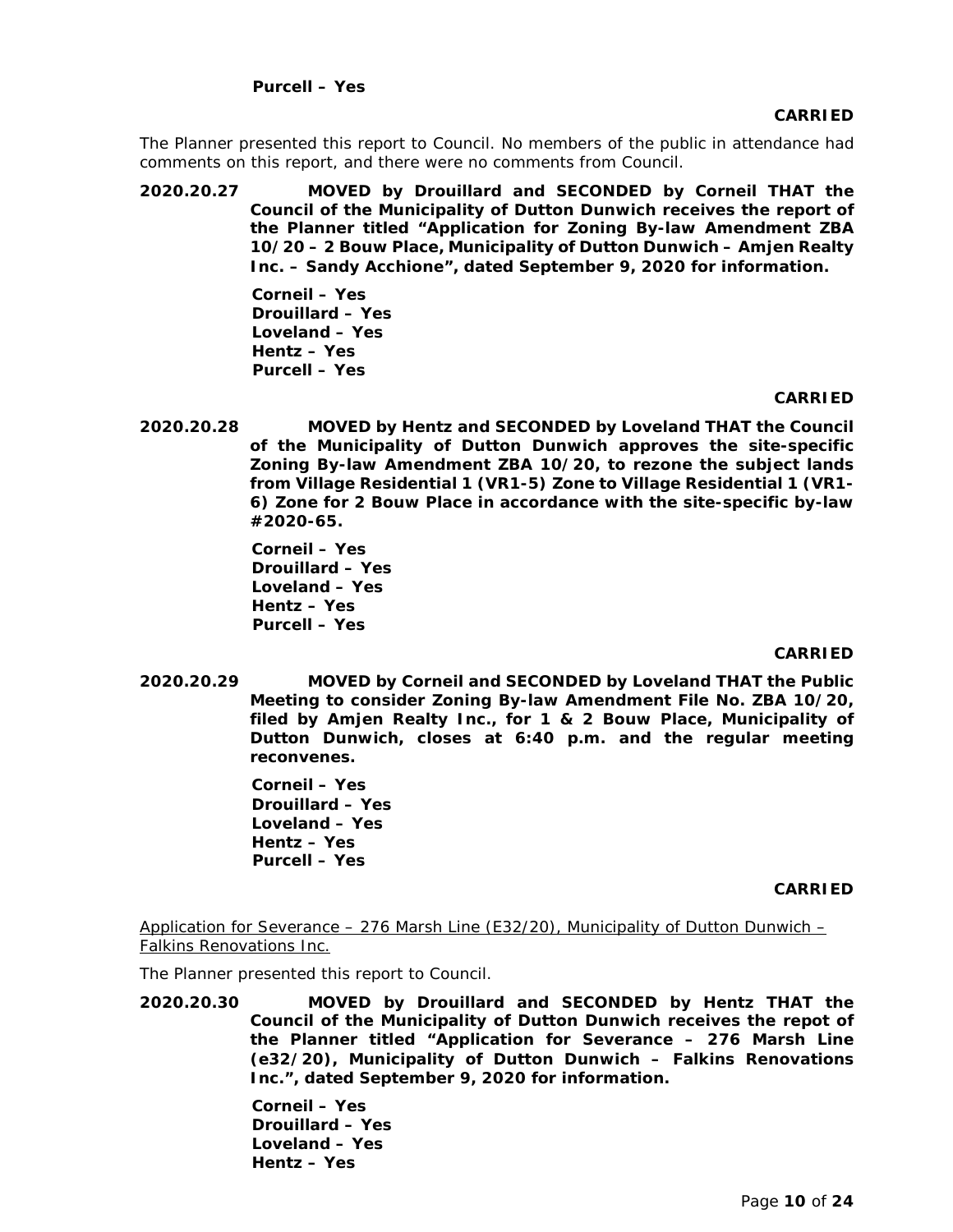**Purcell – Yes**

**CARRIED**

The Planner presented this report to Council. No members of the public in attendance had comments on this report, and there were no comments from Council.

**2020.20.27 MOVED by Drouillard and SECONDED by Corneil THAT the Council of the Municipality of Dutton Dunwich receives the report of the Planner titled "Application for Zoning By-law Amendment ZBA 10/20 – 2 Bouw Place, Municipality of Dutton Dunwich – Amjen Realty Inc. – Sandy Acchione", dated September 9, 2020 for information.**

**Corneil – Yes**
**Drouillard – Yes**
**Loveland – Yes**
**Hentz – Yes**
**Purcell – Yes**

**CARRIED**

**2020.20.28 MOVED by Hentz and SECONDED by Loveland THAT the Council of the Municipality of Dutton Dunwich approves the site-specific Zoning By-law Amendment ZBA 10/20, to rezone the subject lands from Village Residential 1 (VR1-5) Zone to Village Residential 1 (VR1-6) Zone for 2 Bouw Place in accordance with the site-specific by-law #2020-65.**

**Corneil – Yes**
**Drouillard – Yes**
**Loveland – Yes**
**Hentz – Yes**
**Purcell – Yes**

**CARRIED**

**2020.20.29 MOVED by Corneil and SECONDED by Loveland THAT the Public Meeting to consider Zoning By-law Amendment File No. ZBA 10/20, filed by Amjen Realty Inc., for 1 & 2 Bouw Place, Municipality of Dutton Dunwich, closes at 6:40 p.m. and the regular meeting reconvenes.**

**Corneil – Yes**
**Drouillard – Yes**
**Loveland – Yes**
**Hentz – Yes**
**Purcell – Yes**

**CARRIED**

Application for Severance – 276 Marsh Line (E32/20), Municipality of Dutton Dunwich – Falkins Renovations Inc.

The Planner presented this report to Council.

**2020.20.30 MOVED by Drouillard and SECONDED by Hentz THAT the Council of the Municipality of Dutton Dunwich receives the repot of the Planner titled "Application for Severance – 276 Marsh Line (e32/20), Municipality of Dutton Dunwich – Falkins Renovations Inc.", dated September 9, 2020 for information.**

**Corneil – Yes**
**Drouillard – Yes**
**Loveland – Yes**
**Hentz – Yes**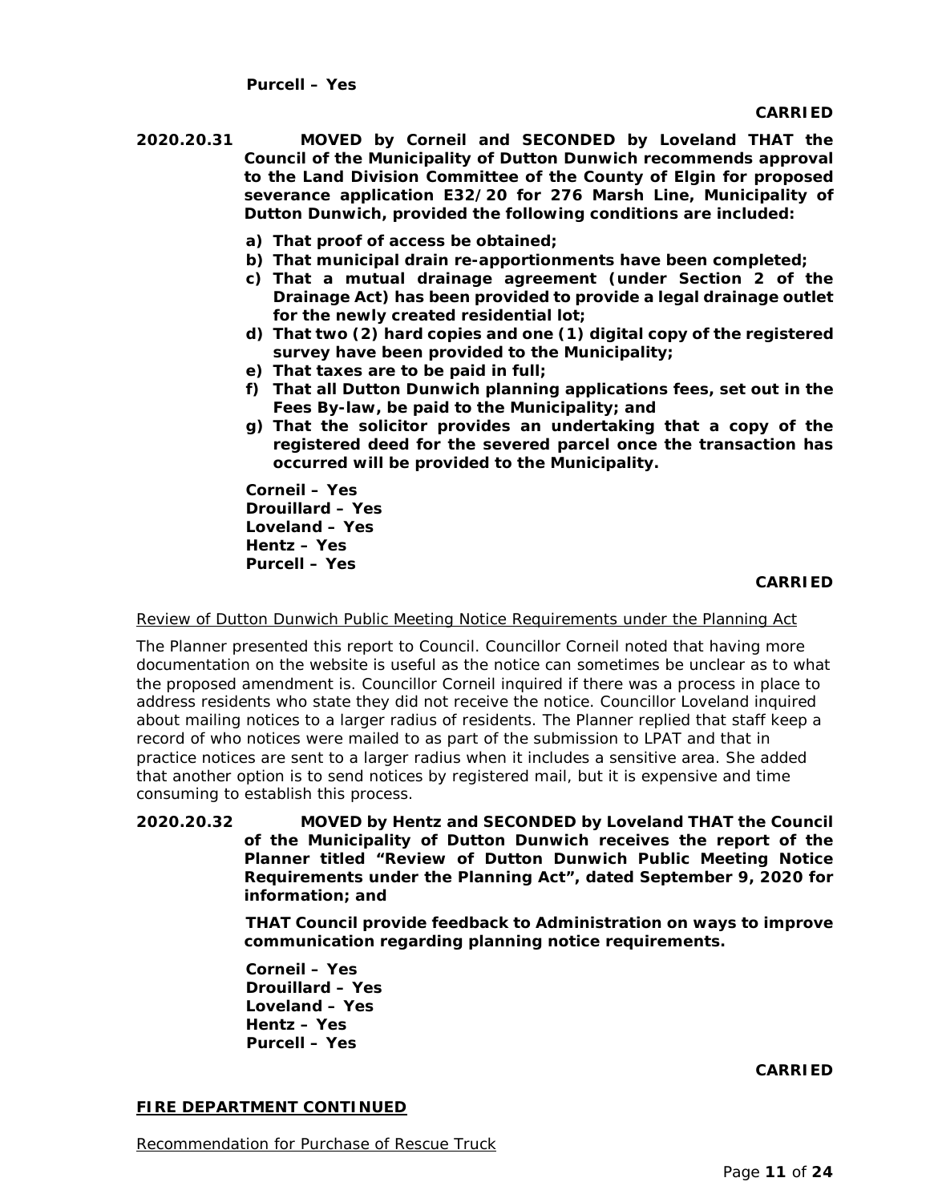**Purcell – Yes**

**CARRIED**

**2020.20.31 MOVED by Corneil and SECONDED by Loveland THAT the Council of the Municipality of Dutton Dunwich recommends approval to the Land Division Committee of the County of Elgin for proposed severance application E32/20 for 276 Marsh Line, Municipality of Dutton Dunwich, provided the following conditions are included:**

**a) That proof of access be obtained;**
**b) That municipal drain re-apportionments have been completed;**
**c) That a mutual drainage agreement (under Section 2 of the Drainage Act) has been provided to provide a legal drainage outlet for the newly created residential lot;**
**d) That two (2) hard copies and one (1) digital copy of the registered survey have been provided to the Municipality;**
**e) That taxes are to be paid in full;**
**f) That all Dutton Dunwich planning applications fees, set out in the Fees By-law, be paid to the Municipality; and**
**g) That the solicitor provides an undertaking that a copy of the registered deed for the severed parcel once the transaction has occurred will be provided to the Municipality.**

**Corneil – Yes**
**Drouillard – Yes**
**Loveland – Yes**
**Hentz – Yes**
**Purcell – Yes**

**CARRIED**

Review of Dutton Dunwich Public Meeting Notice Requirements under the Planning Act

The Planner presented this report to Council. Councillor Corneil noted that having more documentation on the website is useful as the notice can sometimes be unclear as to what the proposed amendment is. Councillor Corneil inquired if there was a process in place to address residents who state they did not receive the notice. Councillor Loveland inquired about mailing notices to a larger radius of residents. The Planner replied that staff keep a record of who notices were mailed to as part of the submission to LPAT and that in practice notices are sent to a larger radius when it includes a sensitive area. She added that another option is to send notices by registered mail, but it is expensive and time consuming to establish this process.

**2020.20.32 MOVED by Hentz and SECONDED by Loveland THAT the Council of the Municipality of Dutton Dunwich receives the report of the Planner titled "Review of Dutton Dunwich Public Meeting Notice Requirements under the Planning Act", dated September 9, 2020 for information; and**

**THAT Council provide feedback to Administration on ways to improve communication regarding planning notice requirements.**

**Corneil – Yes**
**Drouillard – Yes**
**Loveland – Yes**
**Hentz – Yes**
**Purcell – Yes**

**CARRIED**

## FIRE DEPARTMENT CONTINUED

Recommendation for Purchase of Rescue Truck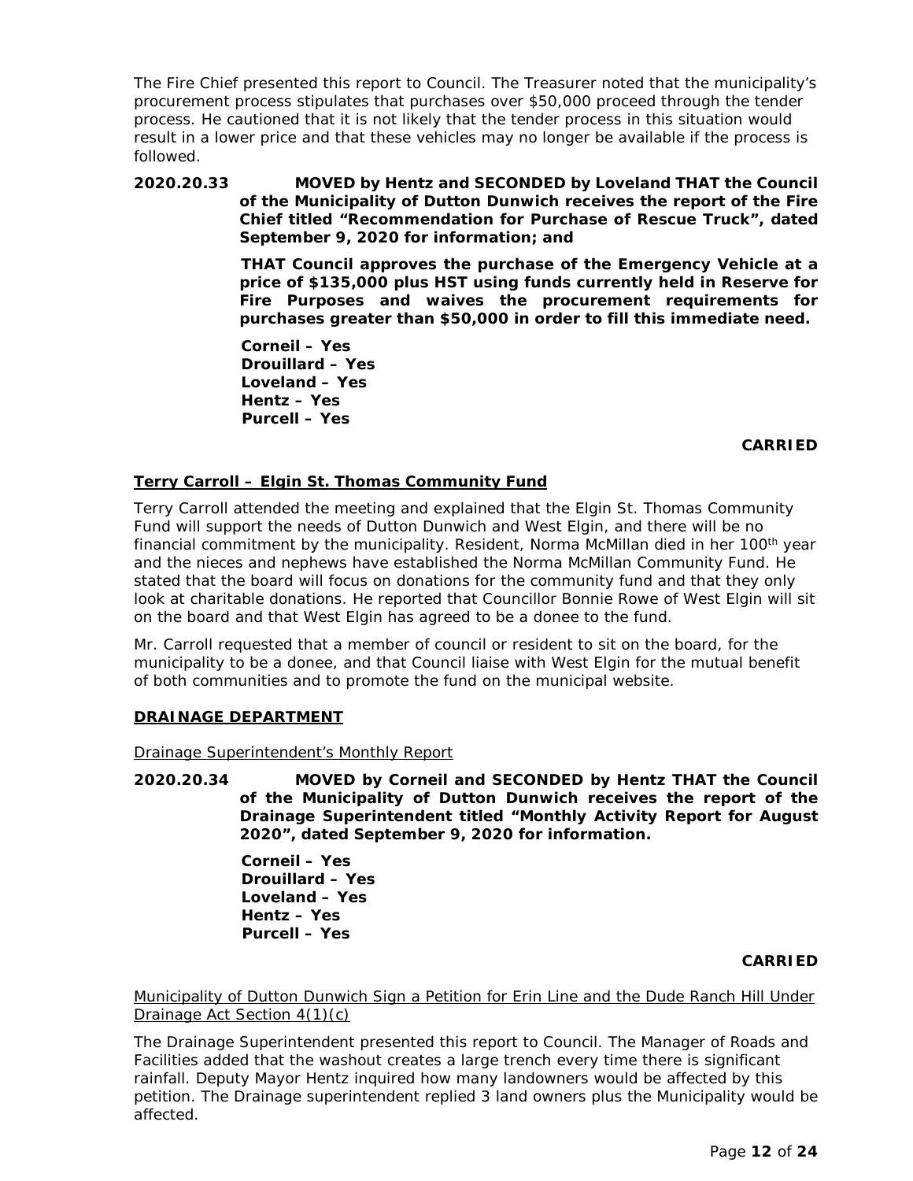The Fire Chief presented this report to Council. The Treasurer noted that the municipality's procurement process stipulates that purchases over $50,000 proceed through the tender process. He cautioned that it is not likely that the tender process in this situation would result in a lower price and that these vehicles may no longer be available if the process is followed.

**2020.20.33 MOVED by Hentz and SECONDED by Loveland THAT the Council of the Municipality of Dutton Dunwich receives the report of the Fire Chief titled "Recommendation for Purchase of Rescue Truck", dated September 9, 2020 for information; and**

**THAT Council approves the purchase of the Emergency Vehicle at a price of $135,000 plus HST using funds currently held in Reserve for Fire Purposes and waives the procurement requirements for purchases greater than $50,000 in order to fill this immediate need.**

**Corneil – Yes**
**Drouillard – Yes**
**Loveland – Yes**
**Hentz – Yes**
**Purcell – Yes**

**CARRIED**

**Terry Carroll – Elgin St. Thomas Community Fund**

Terry Carroll attended the meeting and explained that the Elgin St. Thomas Community Fund will support the needs of Dutton Dunwich and West Elgin, and there will be no financial commitment by the municipality. Resident, Norma McMillan died in her 100th year and the nieces and nephews have established the Norma McMillan Community Fund. He stated that the board will focus on donations for the community fund and that they only look at charitable donations. He reported that Councillor Bonnie Rowe of West Elgin will sit on the board and that West Elgin has agreed to be a donee to the fund.

Mr. Carroll requested that a member of council or resident to sit on the board, for the municipality to be a donee, and that Council liaise with West Elgin for the mutual benefit of both communities and to promote the fund on the municipal website.

**DRAINAGE DEPARTMENT**

Drainage Superintendent's Monthly Report

**2020.20.34 MOVED by Corneil and SECONDED by Hentz THAT the Council of the Municipality of Dutton Dunwich receives the report of the Drainage Superintendent titled "Monthly Activity Report for August 2020", dated September 9, 2020 for information.**

**Corneil – Yes**
**Drouillard – Yes**
**Loveland – Yes**
**Hentz – Yes**
**Purcell – Yes**

**CARRIED**

Municipality of Dutton Dunwich Sign a Petition for Erin Line and the Dude Ranch Hill Under Drainage Act Section 4(1)(c)

The Drainage Superintendent presented this report to Council. The Manager of Roads and Facilities added that the washout creates a large trench every time there is significant rainfall. Deputy Mayor Hentz inquired how many landowners would be affected by this petition. The Drainage superintendent replied 3 land owners plus the Municipality would be affected.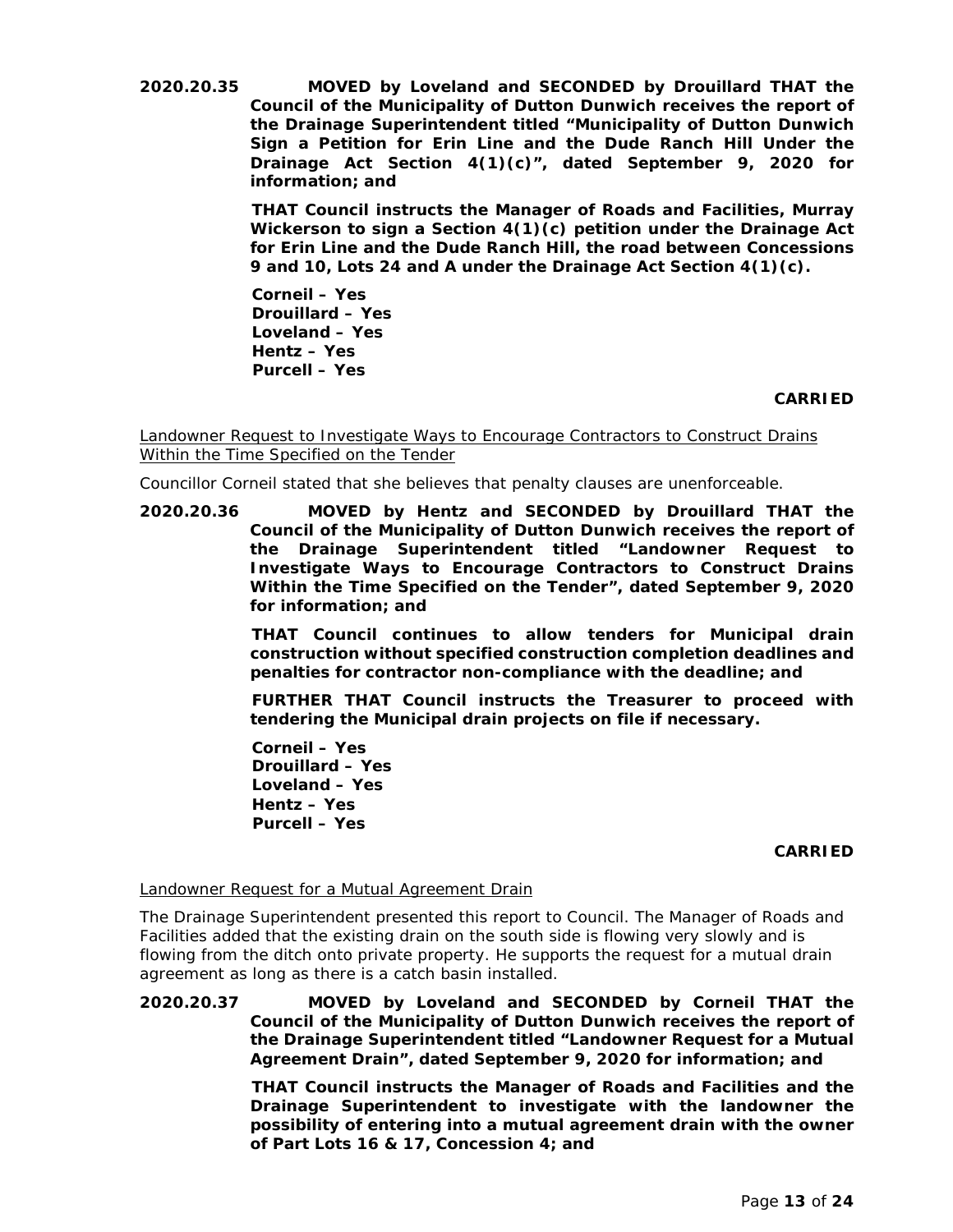**2020.20.35 MOVED by Loveland and SECONDED by Drouillard THAT the Council of the Municipality of Dutton Dunwich receives the report of the Drainage Superintendent titled "Municipality of Dutton Dunwich Sign a Petition for Erin Line and the Dude Ranch Hill Under the Drainage Act Section 4(1)(c)", dated September 9, 2020 for information; and**

**THAT Council instructs the Manager of Roads and Facilities, Murray Wickerson to sign a Section 4(1)(c) petition under the Drainage Act for Erin Line and the Dude Ranch Hill, the road between Concessions 9 and 10, Lots 24 and A under the Drainage Act Section 4(1)(c).**

**Corneil – Yes**
**Drouillard – Yes**
**Loveland – Yes**
**Hentz – Yes**
**Purcell – Yes**

**CARRIED**

Landowner Request to Investigate Ways to Encourage Contractors to Construct Drains Within the Time Specified on the Tender

Councillor Corneil stated that she believes that penalty clauses are unenforceable.

**2020.20.36 MOVED by Hentz and SECONDED by Drouillard THAT the Council of the Municipality of Dutton Dunwich receives the report of the Drainage Superintendent titled "Landowner Request to Investigate Ways to Encourage Contractors to Construct Drains Within the Time Specified on the Tender", dated September 9, 2020 for information; and**

**THAT Council continues to allow tenders for Municipal drain construction without specified construction completion deadlines and penalties for contractor non-compliance with the deadline; and**

**FURTHER THAT Council instructs the Treasurer to proceed with tendering the Municipal drain projects on file if necessary.**

**Corneil – Yes**
**Drouillard – Yes**
**Loveland – Yes**
**Hentz – Yes**
**Purcell – Yes**

**CARRIED**

Landowner Request for a Mutual Agreement Drain

The Drainage Superintendent presented this report to Council. The Manager of Roads and Facilities added that the existing drain on the south side is flowing very slowly and is flowing from the ditch onto private property. He supports the request for a mutual drain agreement as long as there is a catch basin installed.

**2020.20.37 MOVED by Loveland and SECONDED by Corneil THAT the Council of the Municipality of Dutton Dunwich receives the report of the Drainage Superintendent titled "Landowner Request for a Mutual Agreement Drain", dated September 9, 2020 for information; and**

**THAT Council instructs the Manager of Roads and Facilities and the Drainage Superintendent to investigate with the landowner the possibility of entering into a mutual agreement drain with the owner of Part Lots 16 & 17, Concession 4; and**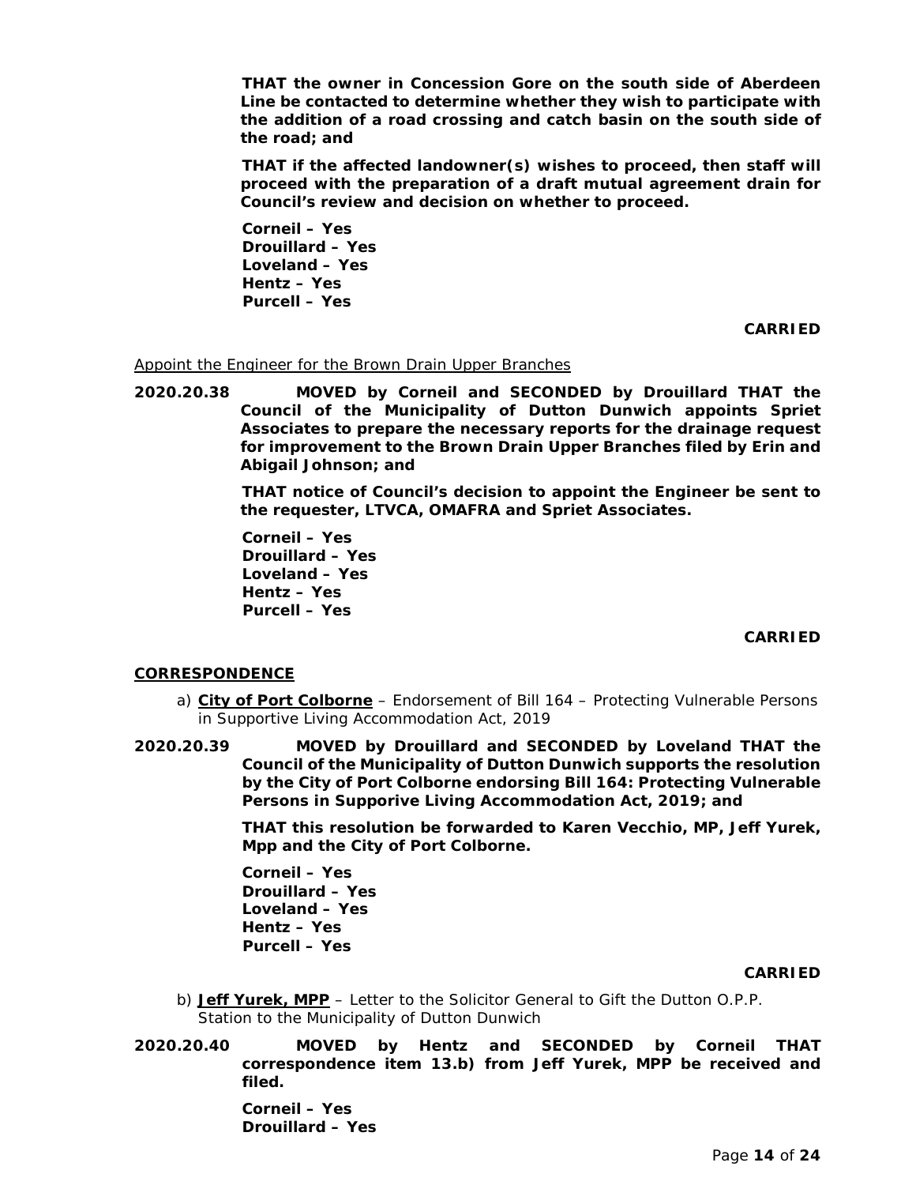**THAT the owner in Concession Gore on the south side of Aberdeen Line be contacted to determine whether they wish to participate with the addition of a road crossing and catch basin on the south side of the road; and**

**THAT if the affected landowner(s) wishes to proceed, then staff will proceed with the preparation of a draft mutual agreement drain for Council's review and decision on whether to proceed.**

**Corneil – Yes**
**Drouillard – Yes**
**Loveland – Yes**
**Hentz – Yes**
**Purcell – Yes**

**CARRIED**

Appoint the Engineer for the Brown Drain Upper Branches

**2020.20.38** **MOVED by Corneil and SECONDED by Drouillard THAT the Council of the Municipality of Dutton Dunwich appoints Spriet Associates to prepare the necessary reports for the drainage request for improvement to the Brown Drain Upper Branches filed by Erin and Abigail Johnson; and**

**THAT notice of Council's decision to appoint the Engineer be sent to the requester, LTVCA, OMAFRA and Spriet Associates.**

**Corneil – Yes**
**Drouillard – Yes**
**Loveland – Yes**
**Hentz – Yes**
**Purcell – Yes**

**CARRIED**

## CORRESPONDENCE

a) **City of Port Colborne** – Endorsement of Bill 164 – Protecting Vulnerable Persons in Supportive Living Accommodation Act, 2019

**2020.20.39** **MOVED by Drouillard and SECONDED by Loveland THAT the Council of the Municipality of Dutton Dunwich supports the resolution by the City of Port Colborne endorsing Bill 164: Protecting Vulnerable Persons in Supporive Living Accommodation Act, 2019; and**

**THAT this resolution be forwarded to Karen Vecchio, MP, Jeff Yurek, Mpp and the City of Port Colborne.**

**Corneil – Yes**
**Drouillard – Yes**
**Loveland – Yes**
**Hentz – Yes**
**Purcell – Yes**

**CARRIED**

b) **Jeff Yurek, MPP** – Letter to the Solicitor General to Gift the Dutton O.P.P. Station to the Municipality of Dutton Dunwich

**2020.20.40** **MOVED by Hentz and SECONDED by Corneil THAT correspondence item 13.b) from Jeff Yurek, MPP be received and filed.**

**Corneil – Yes**
**Drouillard – Yes**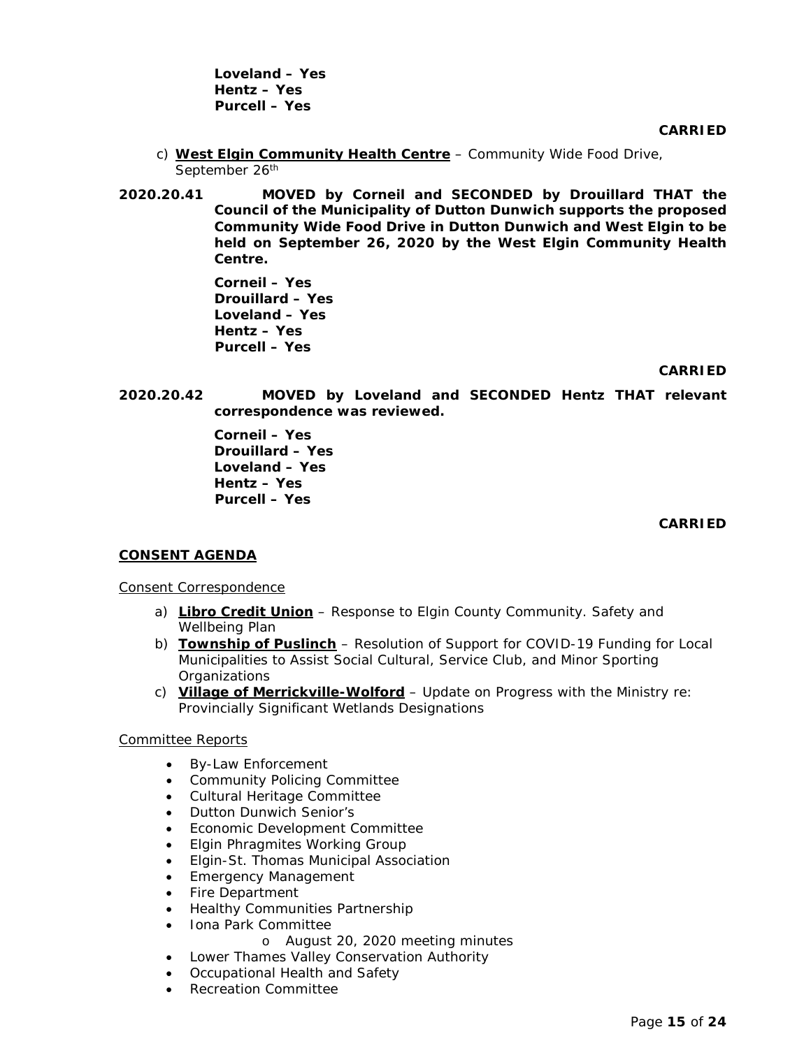**Loveland – Yes**
**Hentz – Yes**
**Purcell – Yes**

**CARRIED**

c) **West Elgin Community Health Centre** – Community Wide Food Drive, September 26th

**2020.20.41 MOVED by Corneil and SECONDED by Drouillard THAT the Council of the Municipality of Dutton Dunwich supports the proposed Community Wide Food Drive in Dutton Dunwich and West Elgin to be held on September 26, 2020 by the West Elgin Community Health Centre.**

**Corneil – Yes**
**Drouillard – Yes**
**Loveland – Yes**
**Hentz – Yes**
**Purcell – Yes**

**CARRIED**

**2020.20.42 MOVED by Loveland and SECONDED Hentz THAT relevant correspondence was reviewed.**

**Corneil – Yes**
**Drouillard – Yes**
**Loveland – Yes**
**Hentz – Yes**
**Purcell – Yes**

**CARRIED**

## CONSENT AGENDA

Consent Correspondence

a) **Libro Credit Union** – Response to Elgin County Community. Safety and Wellbeing Plan
b) **Township of Puslinch** – Resolution of Support for COVID-19 Funding for Local Municipalities to Assist Social Cultural, Service Club, and Minor Sporting Organizations
c) **Village of Merrickville-Wolford** – Update on Progress with the Ministry re: Provincially Significant Wetlands Designations

Committee Reports

- By-Law Enforcement
- Community Policing Committee
- Cultural Heritage Committee
- Dutton Dunwich Senior's
- Economic Development Committee
- Elgin Phragmites Working Group
- Elgin-St. Thomas Municipal Association
- Emergency Management
- Fire Department
- Healthy Communities Partnership
- Iona Park Committee
  - August 20, 2020 meeting minutes
- Lower Thames Valley Conservation Authority
- Occupational Health and Safety
- Recreation Committee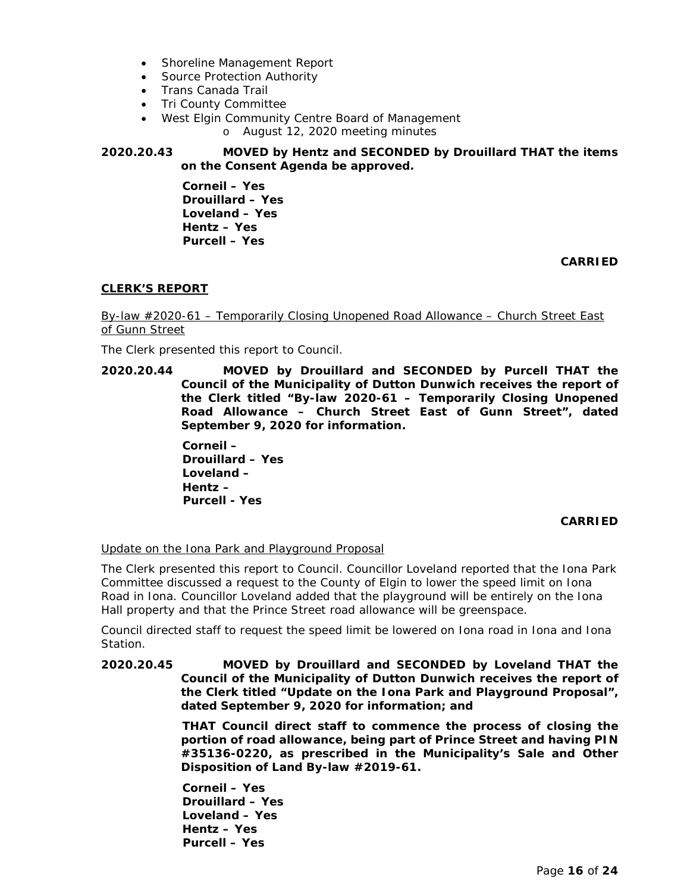- Shoreline Management Report
- Source Protection Authority
- Trans Canada Trail
- Tri County Committee
- West Elgin Community Centre Board of Management
  - August 12, 2020 meeting minutes

**2020.20.43 MOVED by Hentz and SECONDED by Drouillard THAT the items on the Consent Agenda be approved.**

**Corneil – Yes**
**Drouillard – Yes**
**Loveland – Yes**
**Hentz – Yes**
**Purcell – Yes**

**CARRIED**

## CLERK'S REPORT

By-law #2020-61 – Temporarily Closing Unopened Road Allowance – Church Street East of Gunn Street

The Clerk presented this report to Council.

**2020.20.44 MOVED by Drouillard and SECONDED by Purcell THAT the Council of the Municipality of Dutton Dunwich receives the report of the Clerk titled "By-law 2020-61 – Temporarily Closing Unopened Road Allowance – Church Street East of Gunn Street", dated September 9, 2020 for information.**

**Corneil –**
**Drouillard – Yes**
**Loveland –**
**Hentz –**
**Purcell - Yes**

**CARRIED**

Update on the Iona Park and Playground Proposal

The Clerk presented this report to Council. Councillor Loveland reported that the Iona Park Committee discussed a request to the County of Elgin to lower the speed limit on Iona Road in Iona. Councillor Loveland added that the playground will be entirely on the Iona Hall property and that the Prince Street road allowance will be greenspace.

Council directed staff to request the speed limit be lowered on Iona road in Iona and Iona Station.

**2020.20.45 MOVED by Drouillard and SECONDED by Loveland THAT the Council of the Municipality of Dutton Dunwich receives the report of the Clerk titled "Update on the Iona Park and Playground Proposal", dated September 9, 2020 for information; and**

**THAT Council direct staff to commence the process of closing the portion of road allowance, being part of Prince Street and having PIN #35136-0220, as prescribed in the Municipality's Sale and Other Disposition of Land By-law #2019-61.**

**Corneil – Yes**
**Drouillard – Yes**
**Loveland – Yes**
**Hentz – Yes**
**Purcell – Yes**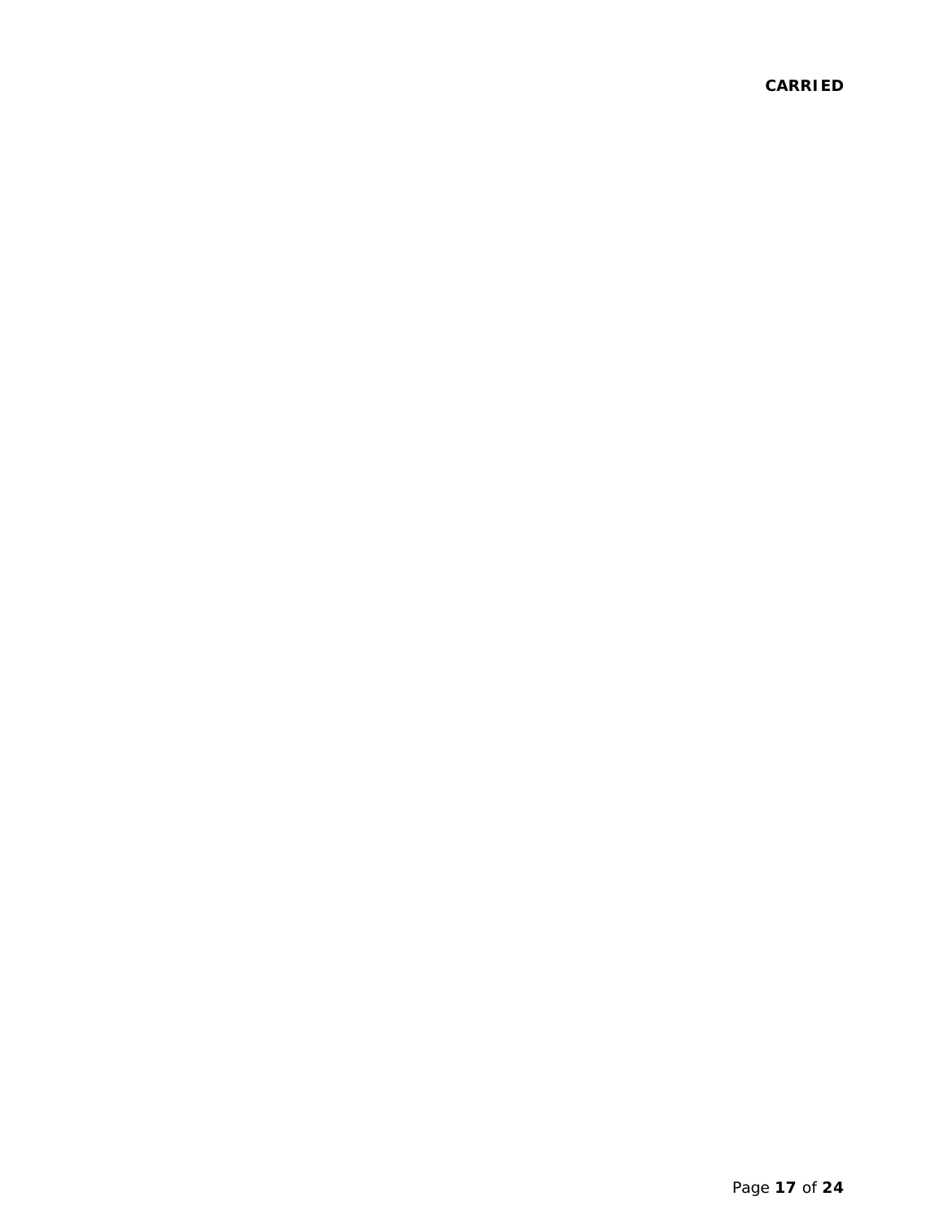**CARRIED**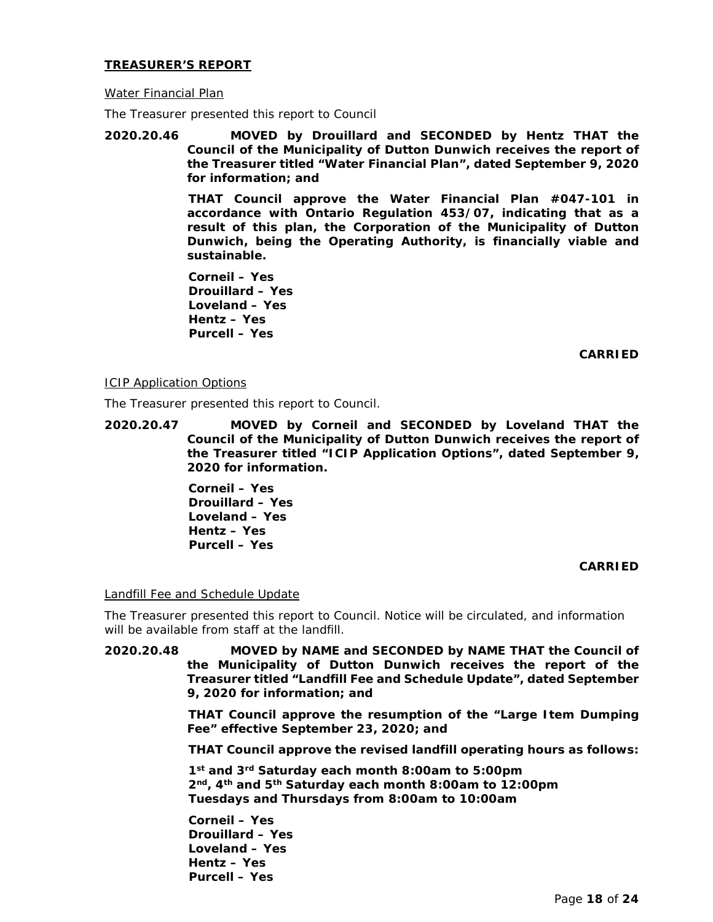**TREASURER'S REPORT**

Water Financial Plan

The Treasurer presented this report to Council

**2020.20.46 MOVED by Drouillard and SECONDED by Hentz THAT the Council of the Municipality of Dutton Dunwich receives the report of the Treasurer titled "Water Financial Plan", dated September 9, 2020 for information; and**

**THAT Council approve the Water Financial Plan #047-101 in accordance with Ontario Regulation 453/07, indicating that as a result of this plan, the Corporation of the Municipality of Dutton Dunwich, being the Operating Authority, is financially viable and sustainable.**

**Corneil – Yes**
**Drouillard – Yes**
**Loveland – Yes**
**Hentz – Yes**
**Purcell – Yes**

**CARRIED**

ICIP Application Options

The Treasurer presented this report to Council.

**2020.20.47 MOVED by Corneil and SECONDED by Loveland THAT the Council of the Municipality of Dutton Dunwich receives the report of the Treasurer titled "ICIP Application Options", dated September 9, 2020 for information.**

**Corneil – Yes**
**Drouillard – Yes**
**Loveland – Yes**
**Hentz – Yes**
**Purcell – Yes**

**CARRIED**

Landfill Fee and Schedule Update

The Treasurer presented this report to Council. Notice will be circulated, and information will be available from staff at the landfill.

**2020.20.48 MOVED by NAME and SECONDED by NAME THAT the Council of the Municipality of Dutton Dunwich receives the report of the Treasurer titled "Landfill Fee and Schedule Update", dated September 9, 2020 for information; and**

**THAT Council approve the resumption of the "Large Item Dumping Fee" effective September 23, 2020; and**

**THAT Council approve the revised landfill operating hours as follows:**

**1st and 3rd Saturday each month 8:00am to 5:00pm**
**2nd, 4th and 5th Saturday each month 8:00am to 12:00pm**
**Tuesdays and Thursdays from 8:00am to 10:00am**

**Corneil – Yes**
**Drouillard – Yes**
**Loveland – Yes**
**Hentz – Yes**
**Purcell – Yes**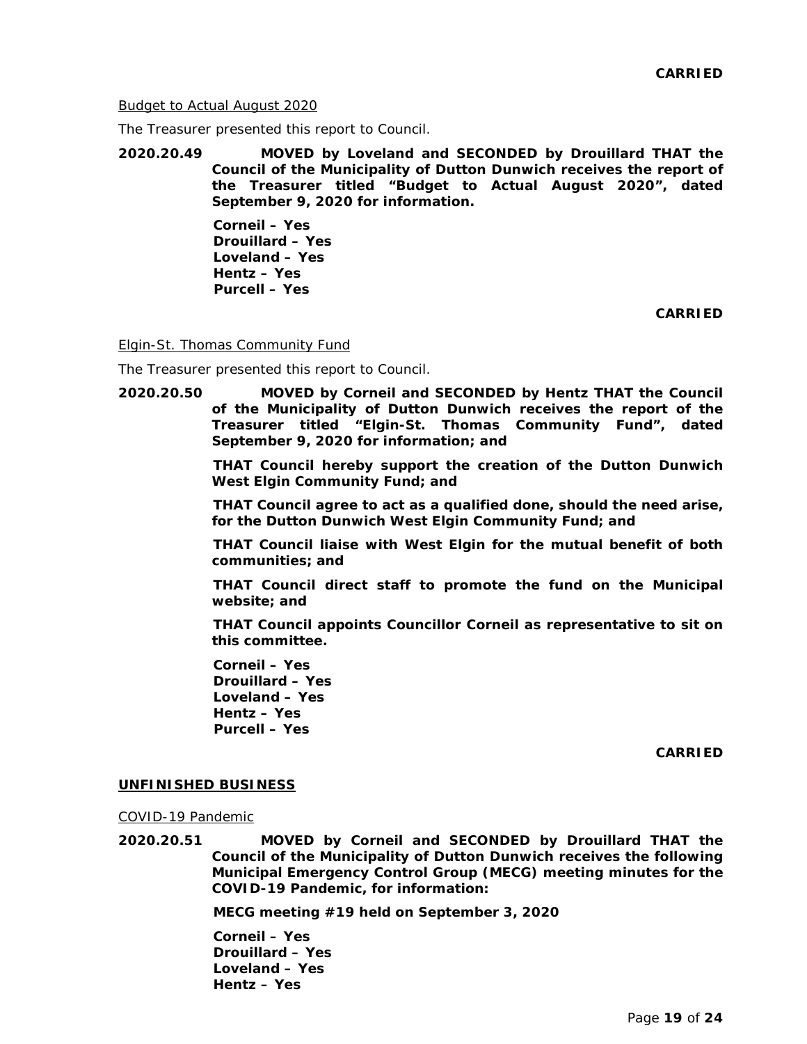**CARRIED**

Budget to Actual August 2020

The Treasurer presented this report to Council.

**2020.20.49 MOVED by Loveland and SECONDED by Drouillard THAT the Council of the Municipality of Dutton Dunwich receives the report of the Treasurer titled "Budget to Actual August 2020", dated September 9, 2020 for information.**

**Corneil – Yes**
**Drouillard – Yes**
**Loveland – Yes**
**Hentz – Yes**
**Purcell – Yes**

**CARRIED**

Elgin-St. Thomas Community Fund

The Treasurer presented this report to Council.

**2020.20.50 MOVED by Corneil and SECONDED by Hentz THAT the Council of the Municipality of Dutton Dunwich receives the report of the Treasurer titled "Elgin-St. Thomas Community Fund", dated September 9, 2020 for information; and**

**THAT Council hereby support the creation of the Dutton Dunwich West Elgin Community Fund; and**

**THAT Council agree to act as a qualified done, should the need arise, for the Dutton Dunwich West Elgin Community Fund; and**

**THAT Council liaise with West Elgin for the mutual benefit of both communities; and**

**THAT Council direct staff to promote the fund on the Municipal website; and**

**THAT Council appoints Councillor Corneil as representative to sit on this committee.**

**Corneil – Yes**
**Drouillard – Yes**
**Loveland – Yes**
**Hentz – Yes**
**Purcell – Yes**

**CARRIED**

## UNFINISHED BUSINESS

COVID-19 Pandemic

**2020.20.51 MOVED by Corneil and SECONDED by Drouillard THAT the Council of the Municipality of Dutton Dunwich receives the following Municipal Emergency Control Group (MECG) meeting minutes for the COVID-19 Pandemic, for information:**

**MECG meeting #19 held on September 3, 2020**

**Corneil – Yes**
**Drouillard – Yes**
**Loveland – Yes**
**Hentz – Yes**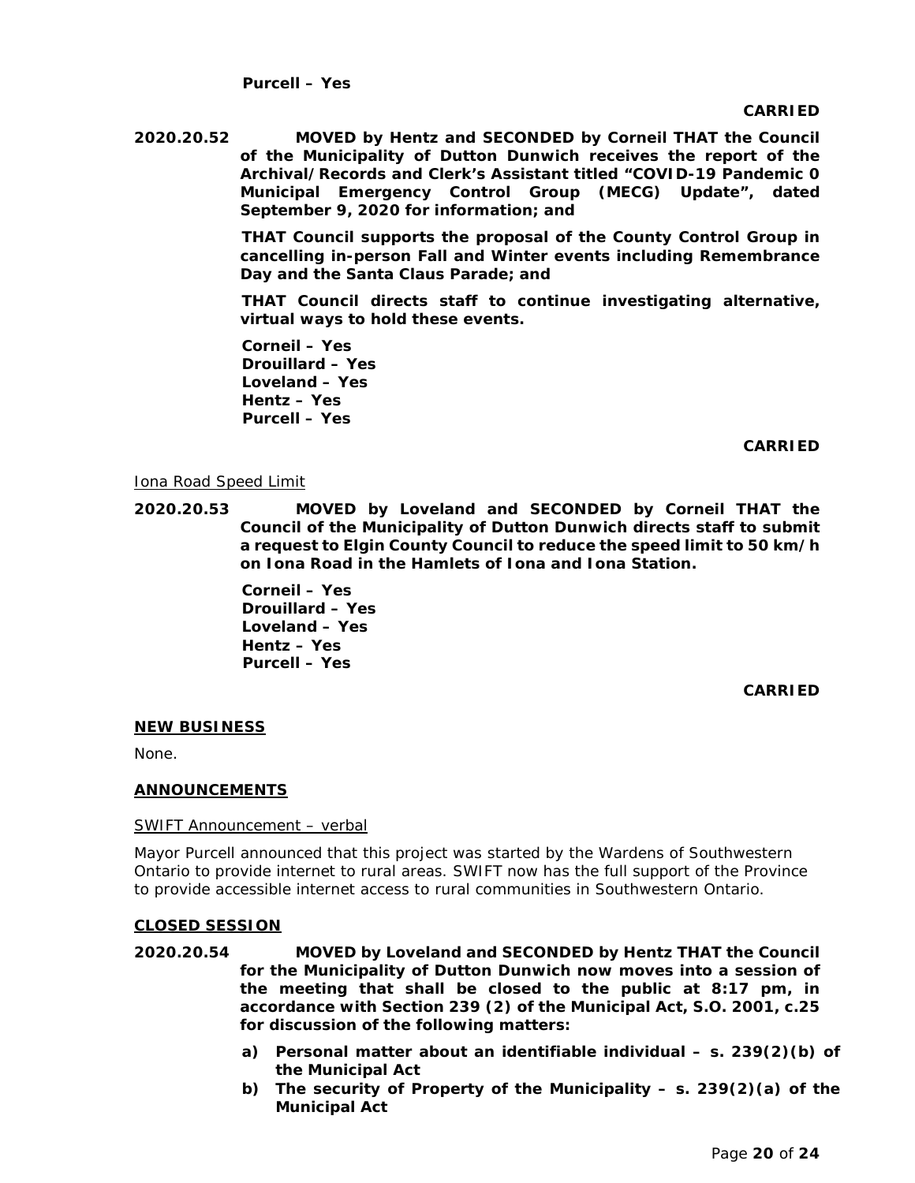**Purcell – Yes**

**CARRIED**

**2020.20.52 MOVED by Hentz and SECONDED by Corneil THAT the Council of the Municipality of Dutton Dunwich receives the report of the Archival/Records and Clerk's Assistant titled "COVID-19 Pandemic 0 Municipal Emergency Control Group (MECG) Update", dated September 9, 2020 for information; and**

**THAT Council supports the proposal of the County Control Group in cancelling in-person Fall and Winter events including Remembrance Day and the Santa Claus Parade; and**

**THAT Council directs staff to continue investigating alternative, virtual ways to hold these events.**

**Corneil – Yes**
**Drouillard – Yes**
**Loveland – Yes**
**Hentz – Yes**
**Purcell – Yes**

**CARRIED**

Iona Road Speed Limit

**2020.20.53 MOVED by Loveland and SECONDED by Corneil THAT the Council of the Municipality of Dutton Dunwich directs staff to submit a request to Elgin County Council to reduce the speed limit to 50 km/h on Iona Road in the Hamlets of Iona and Iona Station.**

**Corneil – Yes**
**Drouillard – Yes**
**Loveland – Yes**
**Hentz – Yes**
**Purcell – Yes**

**CARRIED**

## NEW BUSINESS

None.

## ANNOUNCEMENTS

SWIFT Announcement – verbal

Mayor Purcell announced that this project was started by the Wardens of Southwestern Ontario to provide internet to rural areas. SWIFT now has the full support of the Province to provide accessible internet access to rural communities in Southwestern Ontario.

## CLOSED SESSION

**2020.20.54 MOVED by Loveland and SECONDED by Hentz THAT the Council for the Municipality of Dutton Dunwich now moves into a session of the meeting that shall be closed to the public at 8:17 pm, in accordance with Section 239 (2) of the Municipal Act, S.O. 2001, c.25 for discussion of the following matters:**

a) **Personal matter about an identifiable individual – s. 239(2)(b) of the Municipal Act**
b) **The security of Property of the Municipality – s. 239(2)(a) of the Municipal Act**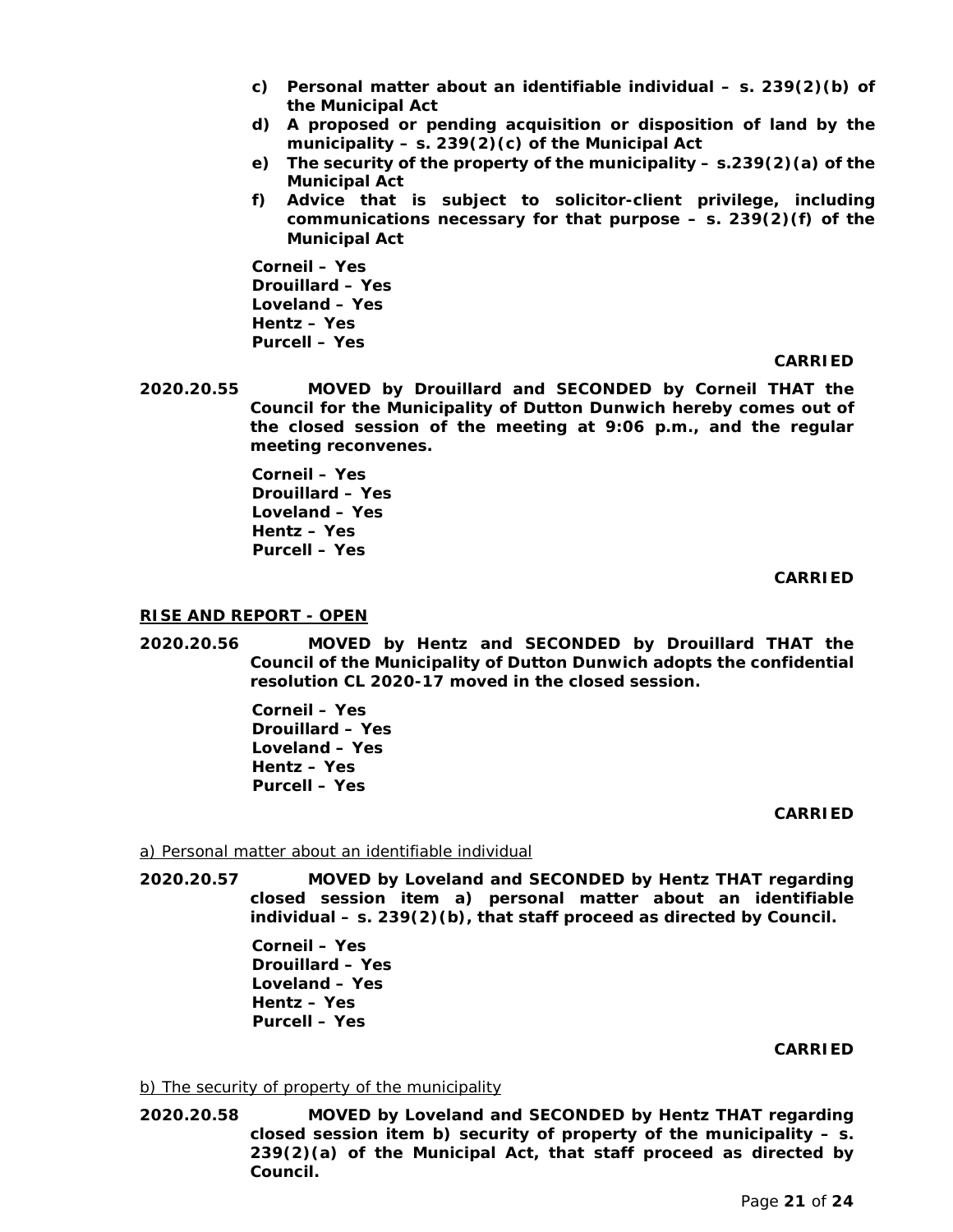c) **Personal matter about an identifiable individual – s. 239(2)(b) of the Municipal Act**
d) **A proposed or pending acquisition or disposition of land by the municipality – s. 239(2)(c) of the Municipal Act**
e) **The security of the property of the municipality – s.239(2)(a) of the Municipal Act**
f) **Advice that is subject to solicitor-client privilege, including communications necessary for that purpose – s. 239(2)(f) of the Municipal Act**

**Corneil – Yes**
**Drouillard – Yes**
**Loveland – Yes**
**Hentz – Yes**
**Purcell – Yes**

**CARRIED**

**2020.20.55** **MOVED by Drouillard and SECONDED by Corneil THAT the Council for the Municipality of Dutton Dunwich hereby comes out of the closed session of the meeting at 9:06 p.m., and the regular meeting reconvenes.**

**Corneil – Yes**
**Drouillard – Yes**
**Loveland – Yes**
**Hentz – Yes**
**Purcell – Yes**

**CARRIED**

## RISE AND REPORT - OPEN

**2020.20.56** **MOVED by Hentz and SECONDED by Drouillard THAT the Council of the Municipality of Dutton Dunwich adopts the confidential resolution CL 2020-17 moved in the closed session.**

**Corneil – Yes**
**Drouillard – Yes**
**Loveland – Yes**
**Hentz – Yes**
**Purcell – Yes**

**CARRIED**

a) Personal matter about an identifiable individual

**2020.20.57** **MOVED by Loveland and SECONDED by Hentz THAT regarding closed session item a) personal matter about an identifiable individual – s. 239(2)(b), that staff proceed as directed by Council.**

**Corneil – Yes**
**Drouillard – Yes**
**Loveland – Yes**
**Hentz – Yes**
**Purcell – Yes**

**CARRIED**

b) The security of property of the municipality

**2020.20.58** **MOVED by Loveland and SECONDED by Hentz THAT regarding closed session item b) security of property of the municipality – s. 239(2)(a) of the Municipal Act, that staff proceed as directed by Council.**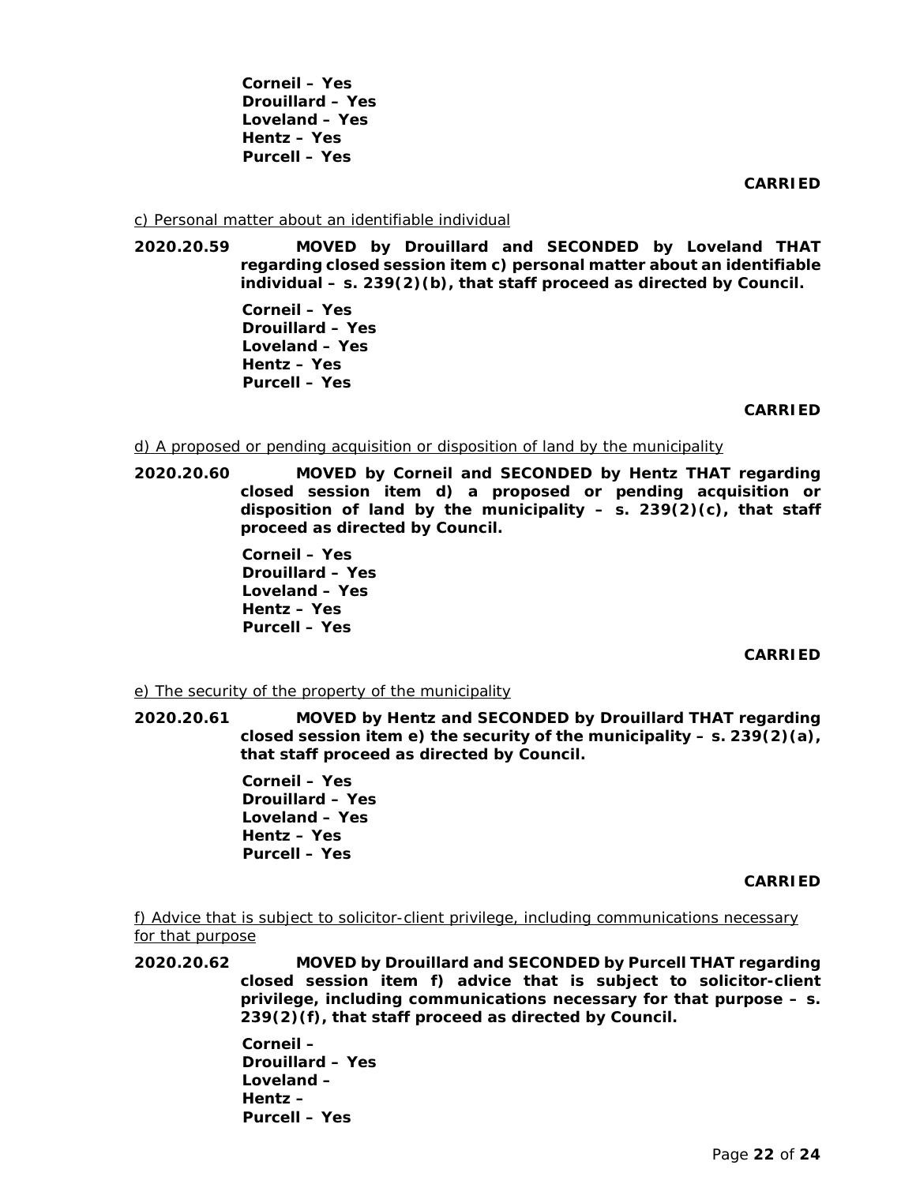**Corneil – Yes**
**Drouillard – Yes**
**Loveland – Yes**
**Hentz – Yes**
**Purcell – Yes**

**CARRIED**

c) Personal matter about an identifiable individual

**2020.20.59 MOVED by Drouillard and SECONDED by Loveland THAT regarding closed session item c) personal matter about an identifiable individual – s. 239(2)(b), that staff proceed as directed by Council.**

**Corneil – Yes**
**Drouillard – Yes**
**Loveland – Yes**
**Hentz – Yes**
**Purcell – Yes**

**CARRIED**

d) A proposed or pending acquisition or disposition of land by the municipality

**2020.20.60 MOVED by Corneil and SECONDED by Hentz THAT regarding closed session item d) a proposed or pending acquisition or disposition of land by the municipality – s. 239(2)(c), that staff proceed as directed by Council.**

**Corneil – Yes**
**Drouillard – Yes**
**Loveland – Yes**
**Hentz – Yes**
**Purcell – Yes**

**CARRIED**

e) The security of the property of the municipality

**2020.20.61 MOVED by Hentz and SECONDED by Drouillard THAT regarding closed session item e) the security of the municipality – s. 239(2)(a), that staff proceed as directed by Council.**

**Corneil – Yes**
**Drouillard – Yes**
**Loveland – Yes**
**Hentz – Yes**
**Purcell – Yes**

**CARRIED**

f) Advice that is subject to solicitor-client privilege, including communications necessary for that purpose

**2020.20.62 MOVED by Drouillard and SECONDED by Purcell THAT regarding closed session item f) advice that is subject to solicitor-client privilege, including communications necessary for that purpose – s. 239(2)(f), that staff proceed as directed by Council.**

**Corneil –**
**Drouillard – Yes**
**Loveland –**
**Hentz –**
**Purcell – Yes**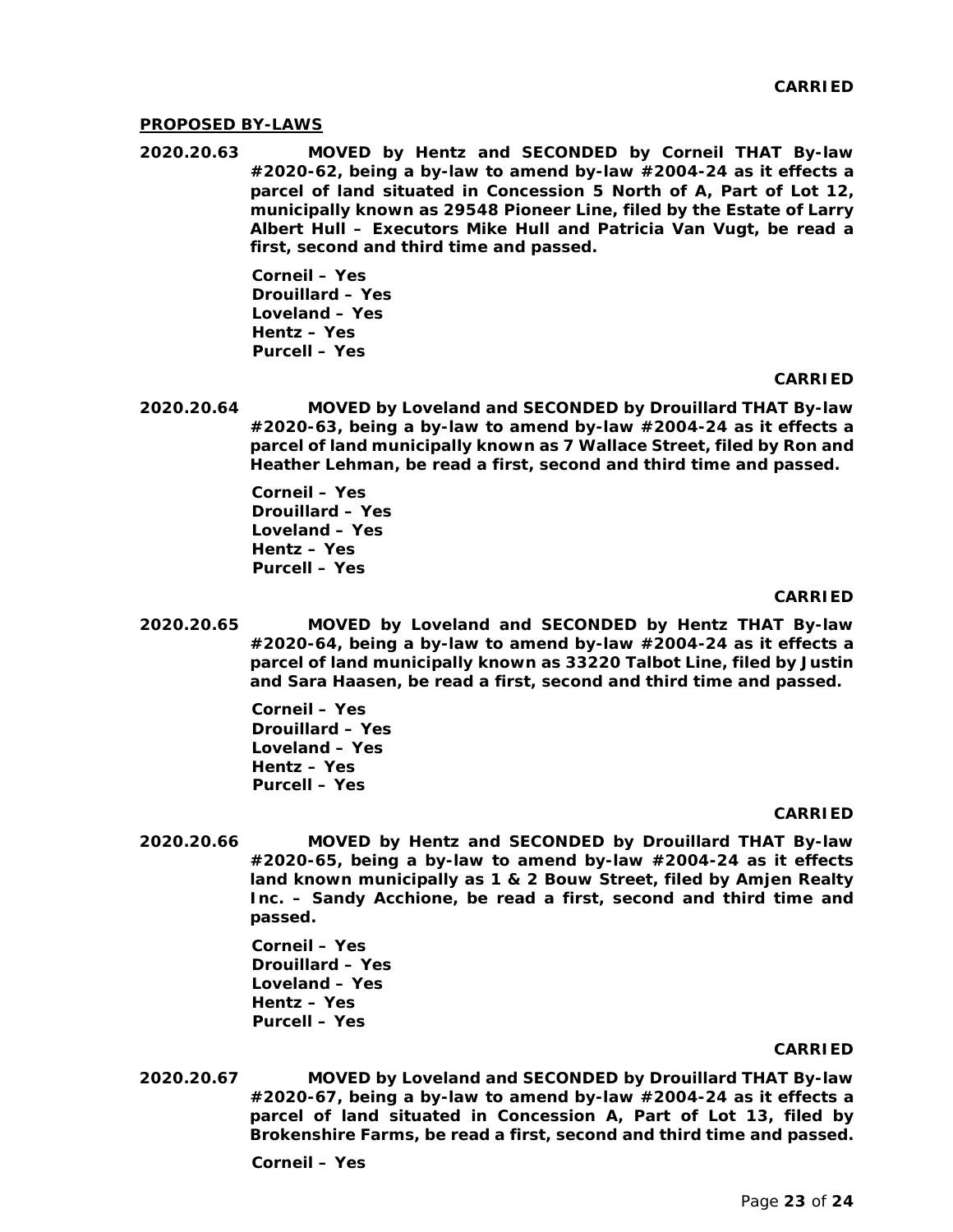**CARRIED**

**PROPOSED BY-LAWS**

**2020.20.63** **MOVED by Hentz and SECONDED by Corneil THAT By-law #2020-62, being a by-law to amend by-law #2004-24 as it effects a parcel of land situated in Concession 5 North of A, Part of Lot 12, municipally known as 29548 Pioneer Line, filed by the Estate of Larry Albert Hull – Executors Mike Hull and Patricia Van Vugt, be read a first, second and third time and passed.**

**Corneil – Yes**
**Drouillard – Yes**
**Loveland – Yes**
**Hentz – Yes**
**Purcell – Yes**

**CARRIED**

**2020.20.64** **MOVED by Loveland and SECONDED by Drouillard THAT By-law #2020-63, being a by-law to amend by-law #2004-24 as it effects a parcel of land municipally known as 7 Wallace Street, filed by Ron and Heather Lehman, be read a first, second and third time and passed.**

**Corneil – Yes**
**Drouillard – Yes**
**Loveland – Yes**
**Hentz – Yes**
**Purcell – Yes**

**CARRIED**

**2020.20.65** **MOVED by Loveland and SECONDED by Hentz THAT By-law #2020-64, being a by-law to amend by-law #2004-24 as it effects a parcel of land municipally known as 33220 Talbot Line, filed by Justin and Sara Haasen, be read a first, second and third time and passed.**

**Corneil – Yes**
**Drouillard – Yes**
**Loveland – Yes**
**Hentz – Yes**
**Purcell – Yes**

**CARRIED**

**2020.20.66** **MOVED by Hentz and SECONDED by Drouillard THAT By-law #2020-65, being a by-law to amend by-law #2004-24 as it effects land known municipally as 1 & 2 Bouw Street, filed by Amjen Realty Inc. – Sandy Acchione, be read a first, second and third time and passed.**

**Corneil – Yes**
**Drouillard – Yes**
**Loveland – Yes**
**Hentz – Yes**
**Purcell – Yes**

**CARRIED**

**2020.20.67** **MOVED by Loveland and SECONDED by Drouillard THAT By-law #2020-67, being a by-law to amend by-law #2004-24 as it effects a parcel of land situated in Concession A, Part of Lot 13, filed by Brokenshire Farms, be read a first, second and third time and passed.**

**Corneil – Yes**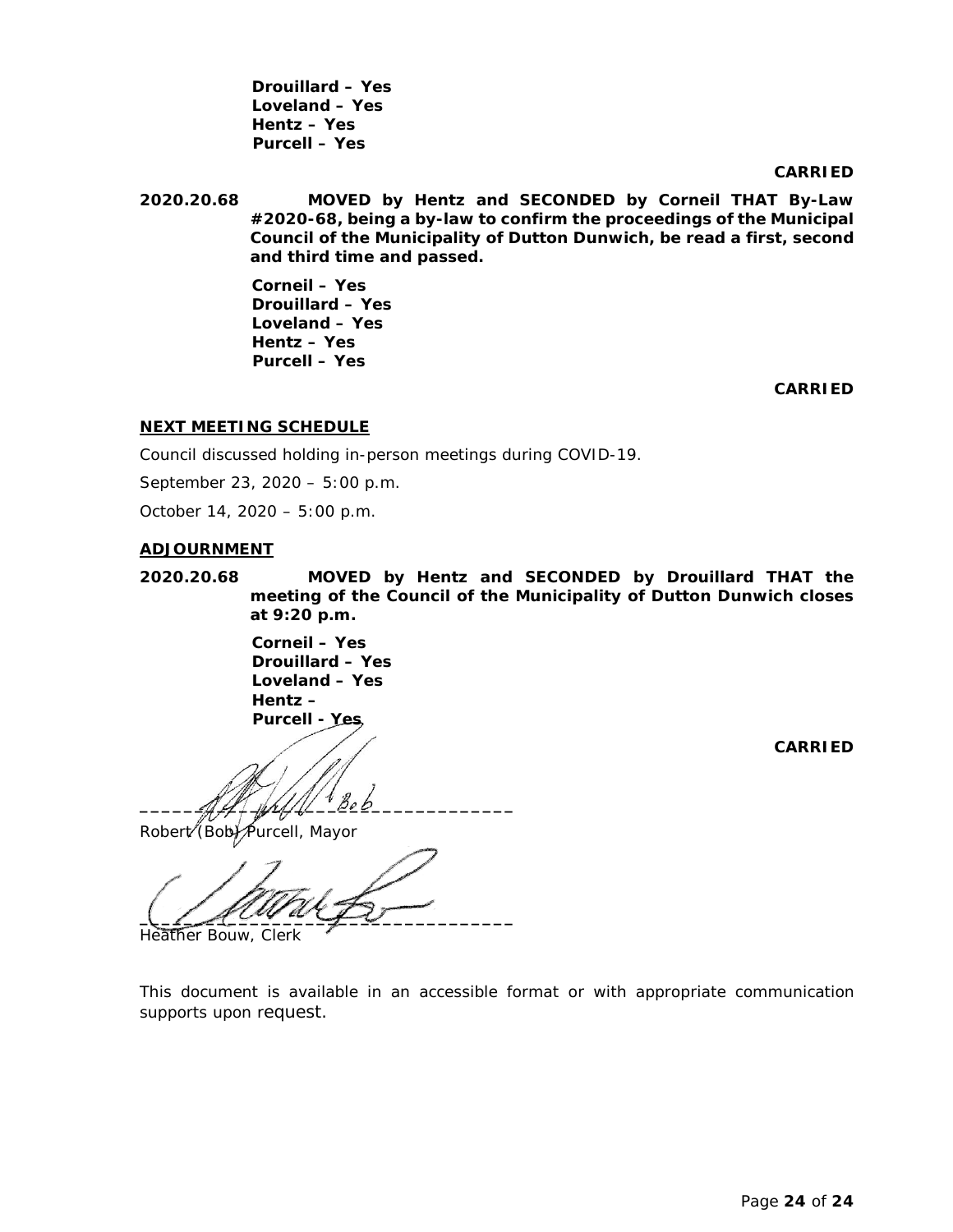**Drouillard – Yes**
**Loveland – Yes**
**Hentz – Yes**
**Purcell – Yes**

**CARRIED**

**2020.20.68** **MOVED by Hentz and SECONDED by Corneil THAT By-Law #2020-68, being a by-law to confirm the proceedings of the Municipal Council of the Municipality of Dutton Dunwich, be read a first, second and third time and passed.**

**Corneil – Yes**
**Drouillard – Yes**
**Loveland – Yes**
**Hentz – Yes**
**Purcell – Yes**

**CARRIED**

## NEXT MEETING SCHEDULE

Council discussed holding in-person meetings during COVID-19.

September 23, 2020 – 5:00 p.m.

October 14, 2020 – 5:00 p.m.

## ADJOURNMENT

**2020.20.68** **MOVED by Hentz and SECONDED by Drouillard THAT the meeting of the Council of the Municipality of Dutton Dunwich closes at 9:20 p.m.**

**Corneil – Yes**
**Drouillard – Yes**
**Loveland – Yes**
**Hentz –**
**Purcell - Yes**

**CARRIED**

\_\_\_\_\_\_\_\_\_\_\_\_\_\_\_\_\_\_\_\_\_\_\_\_\_\_\_\_\_\_\_\_\_\_

Robert (Bob) Purcell, Mayor

\_\_\_\_\_\_\_\_\_\_\_\_\_\_\_\_\_\_\_\_\_\_\_\_\_\_\_\_\_\_\_\_\_\_

Heather Bouw, Clerk

This document is available in an accessible format or with appropriate communication supports upon request.